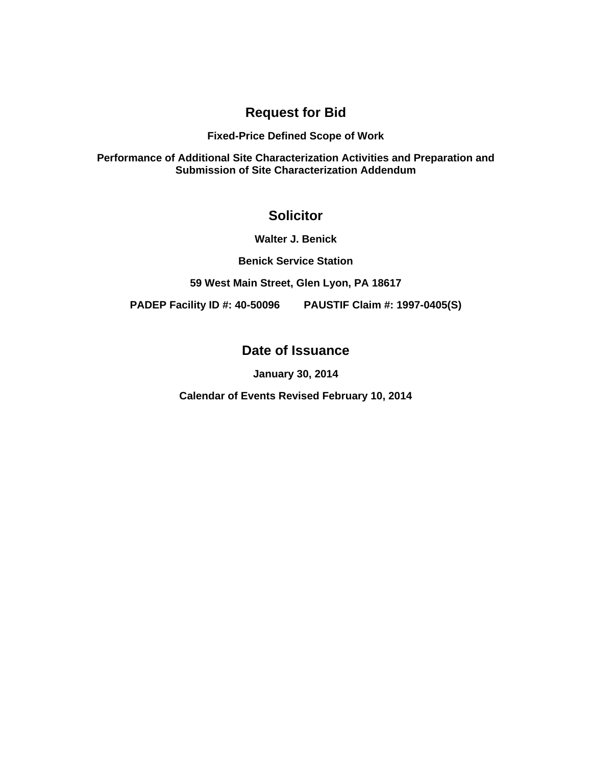# Request for Bid

**Fixed-Price Defined Scope of Work**

**Performance of Additional Site Characterization Activities and Preparation and Submission of Site Characterization Addendum**

## Solicitor

**Walter J. Benick**

**Benick Service Station**

**59 West Main Street, Glen Lyon, PA 18617**

**PADEP Facility ID #: 40-50096  PAUSTIF Claim #: 1997-0405(S)**

## Date of Issuance

**January 30, 2014**

**Calendar of Events Revised February 10, 2014**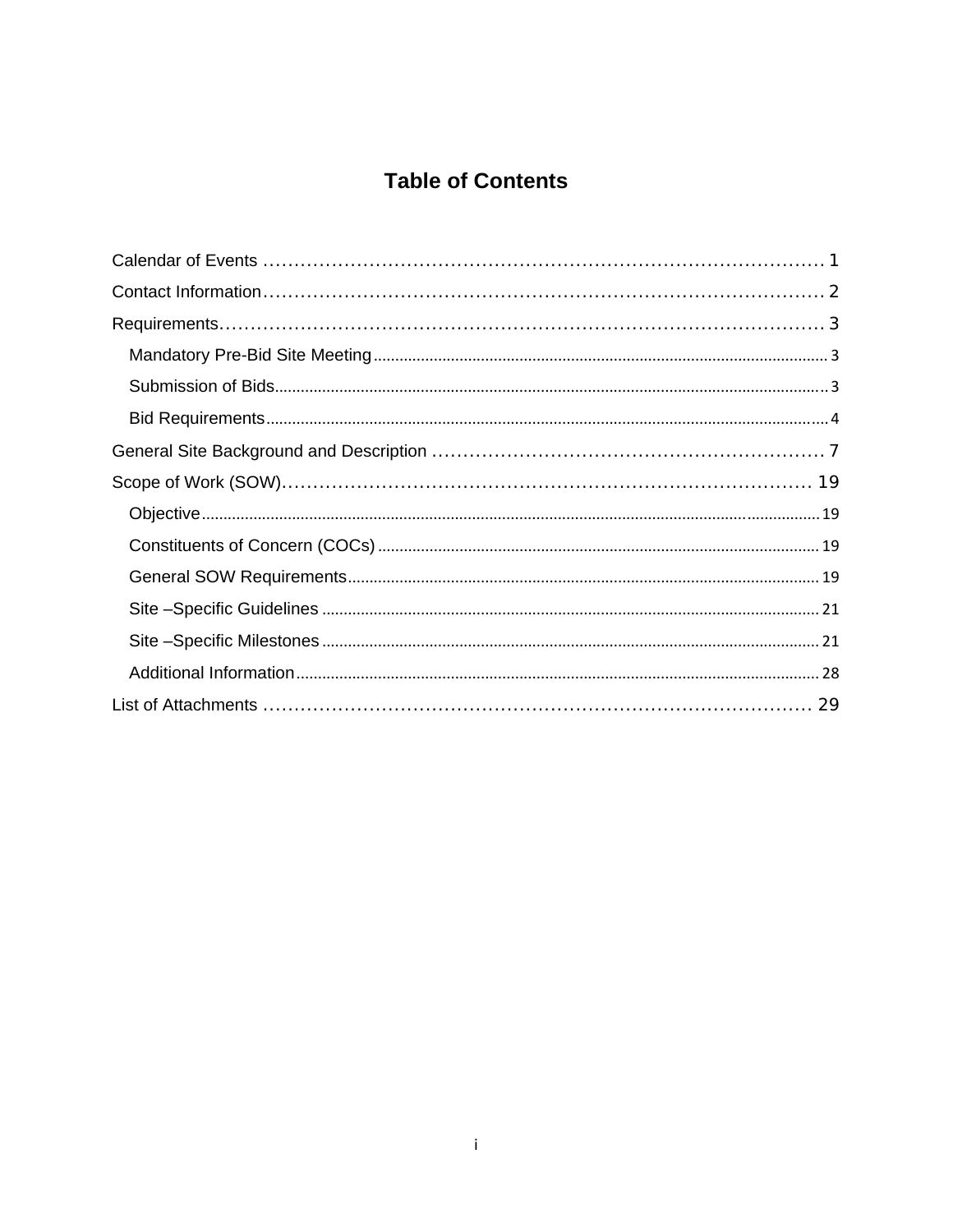# Table of Contents

Calendar of Events ........................................................................................ 1

Contact Information........................................................................................ 2

Requirements.................................................................................................. 3

- Mandatory Pre-Bid Site Meeting ........................................................................ 3
- Submission of Bids........................................................................................... 3
- Bid Requirements............................................................................................. 4

General Site Background and Description ............................................................ 7

Scope of Work (SOW).......................................................................................... 19

- Objective.......................................................................................................... 19
- Constituents of Concern (COCs) ........................................................................ 19
- General SOW Requirements.............................................................................. 19
- Site –Specific Guidelines .................................................................................. 21
- Site –Specific Milestones .................................................................................. 21
- Additional Information....................................................................................... 28

List of Attachments ............................................................................................. 29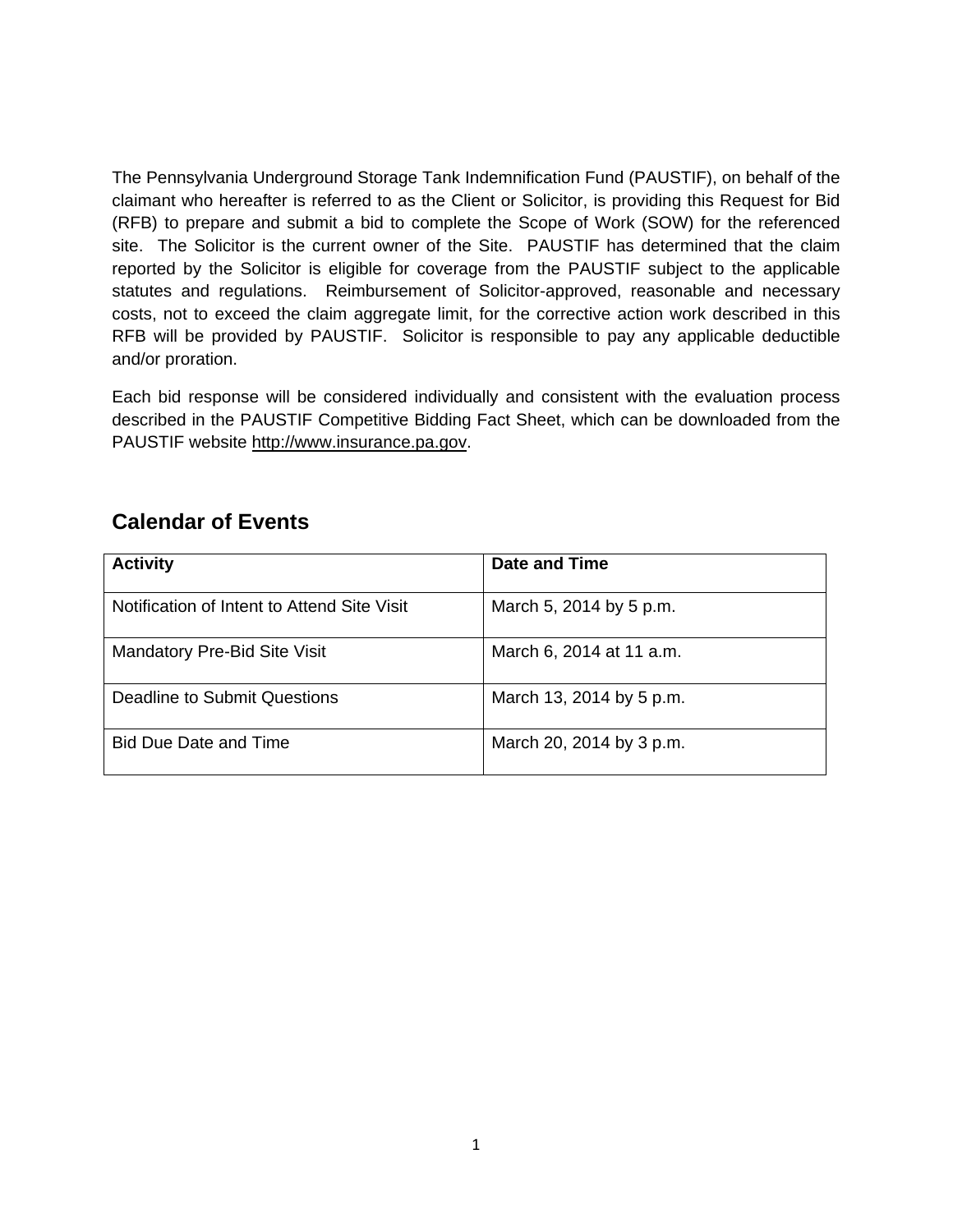The Pennsylvania Underground Storage Tank Indemnification Fund (PAUSTIF), on behalf of the claimant who hereafter is referred to as the Client or Solicitor, is providing this Request for Bid (RFB) to prepare and submit a bid to complete the Scope of Work (SOW) for the referenced site. The Solicitor is the current owner of the Site. PAUSTIF has determined that the claim reported by the Solicitor is eligible for coverage from the PAUSTIF subject to the applicable statutes and regulations. Reimbursement of Solicitor-approved, reasonable and necessary costs, not to exceed the claim aggregate limit, for the corrective action work described in this RFB will be provided by PAUSTIF. Solicitor is responsible to pay any applicable deductible and/or proration.

Each bid response will be considered individually and consistent with the evaluation process described in the PAUSTIF Competitive Bidding Fact Sheet, which can be downloaded from the PAUSTIF website http://www.insurance.pa.gov.

## Calendar of Events

| Activity | Date and Time |
|---|---|
| Notification of Intent to Attend Site Visit | March 5, 2014 by 5 p.m. |
| Mandatory Pre-Bid Site Visit | March 6, 2014 at 11 a.m. |
| Deadline to Submit Questions | March 13, 2014 by 5 p.m. |
| Bid Due Date and Time | March 20, 2014 by 3 p.m. |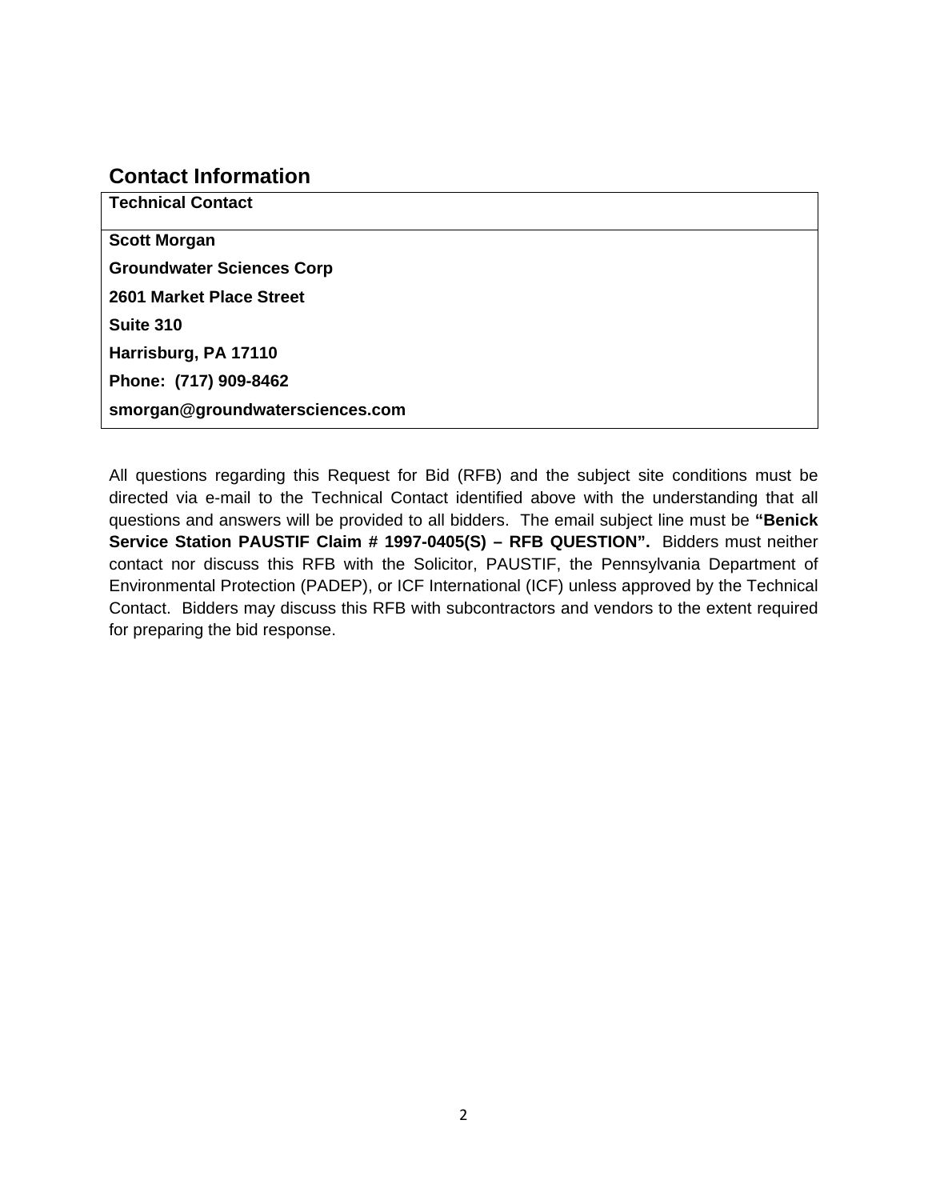## Contact Information

| Technical Contact |
| --- |
| **Scott Morgan**<br>**Groundwater Sciences Corp**<br>**2601 Market Place Street**<br>**Suite 310**<br>**Harrisburg, PA 17110**<br>**Phone: (717) 909-8462**<br>**smorgan@groundwatersciences.com** |

All questions regarding this Request for Bid (RFB) and the subject site conditions must be directed via e-mail to the Technical Contact identified above with the understanding that all questions and answers will be provided to all bidders. The email subject line must be **"Benick Service Station PAUSTIF Claim # 1997-0405(S) – RFB QUESTION".** Bidders must neither contact nor discuss this RFB with the Solicitor, PAUSTIF, the Pennsylvania Department of Environmental Protection (PADEP), or ICF International (ICF) unless approved by the Technical Contact. Bidders may discuss this RFB with subcontractors and vendors to the extent required for preparing the bid response.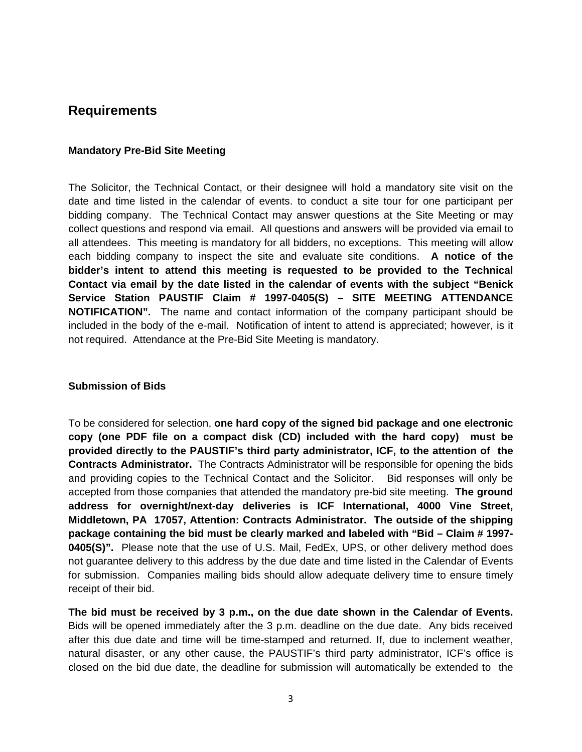## Requirements

### Mandatory Pre-Bid Site Meeting

The Solicitor, the Technical Contact, or their designee will hold a mandatory site visit on the date and time listed in the calendar of events. to conduct a site tour for one participant per bidding company. The Technical Contact may answer questions at the Site Meeting or may collect questions and respond via email. All questions and answers will be provided via email to all attendees. This meeting is mandatory for all bidders, no exceptions. This meeting will allow each bidding company to inspect the site and evaluate site conditions. **A notice of the bidder's intent to attend this meeting is requested to be provided to the Technical Contact via email by the date listed in the calendar of events with the subject "Benick Service Station PAUSTIF Claim # 1997-0405(S) – SITE MEETING ATTENDANCE NOTIFICATION".** The name and contact information of the company participant should be included in the body of the e-mail. Notification of intent to attend is appreciated; however, is it not required. Attendance at the Pre-Bid Site Meeting is mandatory.

### Submission of Bids

To be considered for selection, **one hard copy of the signed bid package and one electronic copy (one PDF file on a compact disk (CD) included with the hard copy) must be provided directly to the PAUSTIF's third party administrator, ICF, to the attention of the Contracts Administrator.** The Contracts Administrator will be responsible for opening the bids and providing copies to the Technical Contact and the Solicitor. Bid responses will only be accepted from those companies that attended the mandatory pre-bid site meeting. **The ground address for overnight/next-day deliveries is ICF International, 4000 Vine Street, Middletown, PA 17057, Attention: Contracts Administrator. The outside of the shipping package containing the bid must be clearly marked and labeled with "Bid – Claim # 1997-0405(S)".** Please note that the use of U.S. Mail, FedEx, UPS, or other delivery method does not guarantee delivery to this address by the due date and time listed in the Calendar of Events for submission. Companies mailing bids should allow adequate delivery time to ensure timely receipt of their bid.

**The bid must be received by 3 p.m., on the due date shown in the Calendar of Events.** Bids will be opened immediately after the 3 p.m. deadline on the due date. Any bids received after this due date and time will be time-stamped and returned. If, due to inclement weather, natural disaster, or any other cause, the PAUSTIF's third party administrator, ICF's office is closed on the bid due date, the deadline for submission will automatically be extended to the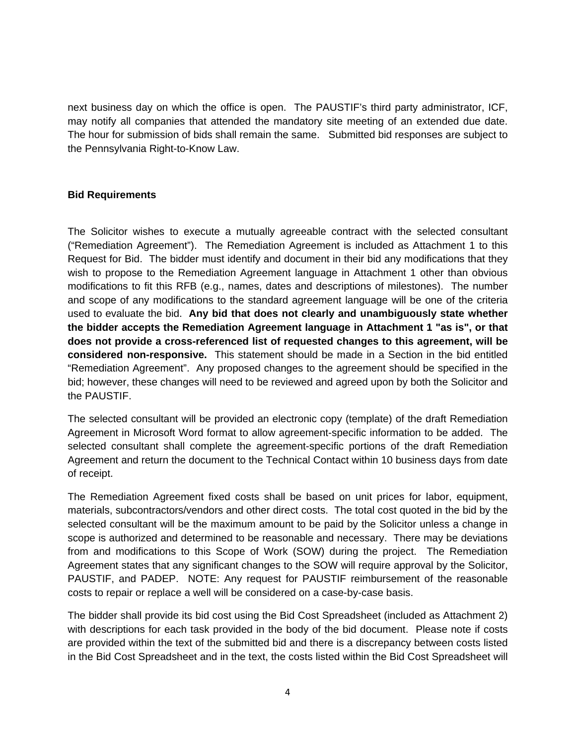next business day on which the office is open. The PAUSTIF's third party administrator, ICF, may notify all companies that attended the mandatory site meeting of an extended due date. The hour for submission of bids shall remain the same. Submitted bid responses are subject to the Pennsylvania Right-to-Know Law.

## Bid Requirements

The Solicitor wishes to execute a mutually agreeable contract with the selected consultant ("Remediation Agreement"). The Remediation Agreement is included as Attachment 1 to this Request for Bid. The bidder must identify and document in their bid any modifications that they wish to propose to the Remediation Agreement language in Attachment 1 other than obvious modifications to fit this RFB (e.g., names, dates and descriptions of milestones). The number and scope of any modifications to the standard agreement language will be one of the criteria used to evaluate the bid. **Any bid that does not clearly and unambiguously state whether the bidder accepts the Remediation Agreement language in Attachment 1 "as is", or that does not provide a cross-referenced list of requested changes to this agreement, will be considered non-responsive.** This statement should be made in a Section in the bid entitled "Remediation Agreement". Any proposed changes to the agreement should be specified in the bid; however, these changes will need to be reviewed and agreed upon by both the Solicitor and the PAUSTIF.

The selected consultant will be provided an electronic copy (template) of the draft Remediation Agreement in Microsoft Word format to allow agreement-specific information to be added. The selected consultant shall complete the agreement-specific portions of the draft Remediation Agreement and return the document to the Technical Contact within 10 business days from date of receipt.

The Remediation Agreement fixed costs shall be based on unit prices for labor, equipment, materials, subcontractors/vendors and other direct costs. The total cost quoted in the bid by the selected consultant will be the maximum amount to be paid by the Solicitor unless a change in scope is authorized and determined to be reasonable and necessary. There may be deviations from and modifications to this Scope of Work (SOW) during the project. The Remediation Agreement states that any significant changes to the SOW will require approval by the Solicitor, PAUSTIF, and PADEP. NOTE: Any request for PAUSTIF reimbursement of the reasonable costs to repair or replace a well will be considered on a case-by-case basis.

The bidder shall provide its bid cost using the Bid Cost Spreadsheet (included as Attachment 2) with descriptions for each task provided in the body of the bid document. Please note if costs are provided within the text of the submitted bid and there is a discrepancy between costs listed in the Bid Cost Spreadsheet and in the text, the costs listed within the Bid Cost Spreadsheet will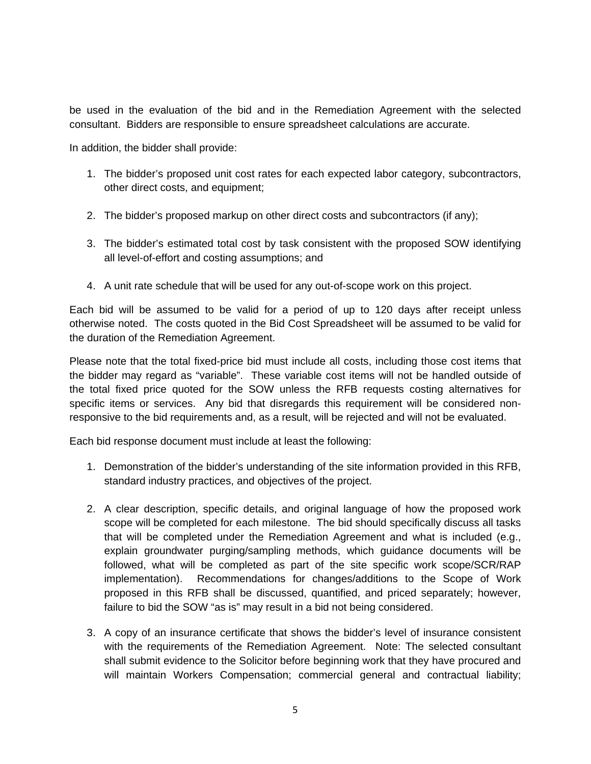be used in the evaluation of the bid and in the Remediation Agreement with the selected consultant. Bidders are responsible to ensure spreadsheet calculations are accurate.

In addition, the bidder shall provide:

1. The bidder's proposed unit cost rates for each expected labor category, subcontractors, other direct costs, and equipment;

2. The bidder's proposed markup on other direct costs and subcontractors (if any);

3. The bidder's estimated total cost by task consistent with the proposed SOW identifying all level-of-effort and costing assumptions; and

4. A unit rate schedule that will be used for any out-of-scope work on this project.

Each bid will be assumed to be valid for a period of up to 120 days after receipt unless otherwise noted. The costs quoted in the Bid Cost Spreadsheet will be assumed to be valid for the duration of the Remediation Agreement.

Please note that the total fixed-price bid must include all costs, including those cost items that the bidder may regard as "variable". These variable cost items will not be handled outside of the total fixed price quoted for the SOW unless the RFB requests costing alternatives for specific items or services. Any bid that disregards this requirement will be considered non-responsive to the bid requirements and, as a result, will be rejected and will not be evaluated.

Each bid response document must include at least the following:

1. Demonstration of the bidder's understanding of the site information provided in this RFB, standard industry practices, and objectives of the project.

2. A clear description, specific details, and original language of how the proposed work scope will be completed for each milestone. The bid should specifically discuss all tasks that will be completed under the Remediation Agreement and what is included (e.g., explain groundwater purging/sampling methods, which guidance documents will be followed, what will be completed as part of the site specific work scope/SCR/RAP implementation). Recommendations for changes/additions to the Scope of Work proposed in this RFB shall be discussed, quantified, and priced separately; however, failure to bid the SOW "as is" may result in a bid not being considered.

3. A copy of an insurance certificate that shows the bidder's level of insurance consistent with the requirements of the Remediation Agreement. Note: The selected consultant shall submit evidence to the Solicitor before beginning work that they have procured and will maintain Workers Compensation; commercial general and contractual liability;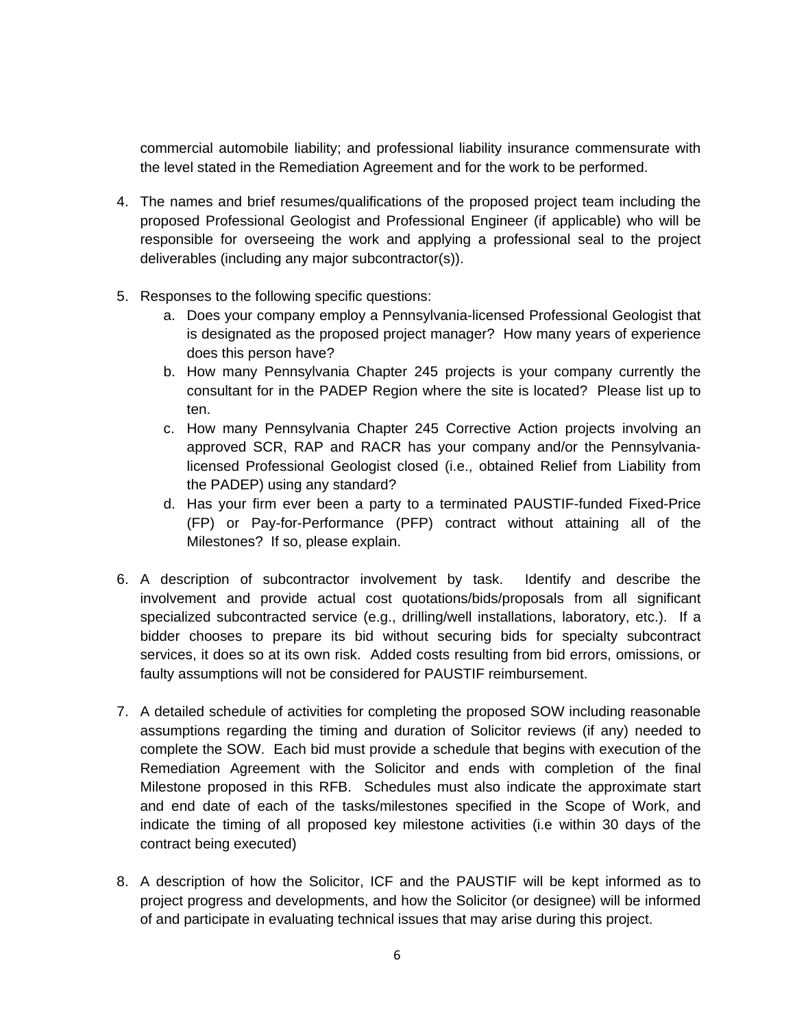commercial automobile liability; and professional liability insurance commensurate with the level stated in the Remediation Agreement and for the work to be performed.

4. The names and brief resumes/qualifications of the proposed project team including the proposed Professional Geologist and Professional Engineer (if applicable) who will be responsible for overseeing the work and applying a professional seal to the project deliverables (including any major subcontractor(s)).

5. Responses to the following specific questions:
   a. Does your company employ a Pennsylvania-licensed Professional Geologist that is designated as the proposed project manager? How many years of experience does this person have?
   b. How many Pennsylvania Chapter 245 projects is your company currently the consultant for in the PADEP Region where the site is located? Please list up to ten.
   c. How many Pennsylvania Chapter 245 Corrective Action projects involving an approved SCR, RAP and RACR has your company and/or the Pennsylvania-licensed Professional Geologist closed (i.e., obtained Relief from Liability from the PADEP) using any standard?
   d. Has your firm ever been a party to a terminated PAUSTIF-funded Fixed-Price (FP) or Pay-for-Performance (PFP) contract without attaining all of the Milestones? If so, please explain.

6. A description of subcontractor involvement by task. Identify and describe the involvement and provide actual cost quotations/bids/proposals from all significant specialized subcontracted service (e.g., drilling/well installations, laboratory, etc.). If a bidder chooses to prepare its bid without securing bids for specialty subcontract services, it does so at its own risk. Added costs resulting from bid errors, omissions, or faulty assumptions will not be considered for PAUSTIF reimbursement.

7. A detailed schedule of activities for completing the proposed SOW including reasonable assumptions regarding the timing and duration of Solicitor reviews (if any) needed to complete the SOW. Each bid must provide a schedule that begins with execution of the Remediation Agreement with the Solicitor and ends with completion of the final Milestone proposed in this RFB. Schedules must also indicate the approximate start and end date of each of the tasks/milestones specified in the Scope of Work, and indicate the timing of all proposed key milestone activities (i.e within 30 days of the contract being executed)

8. A description of how the Solicitor, ICF and the PAUSTIF will be kept informed as to project progress and developments, and how the Solicitor (or designee) will be informed of and participate in evaluating technical issues that may arise during this project.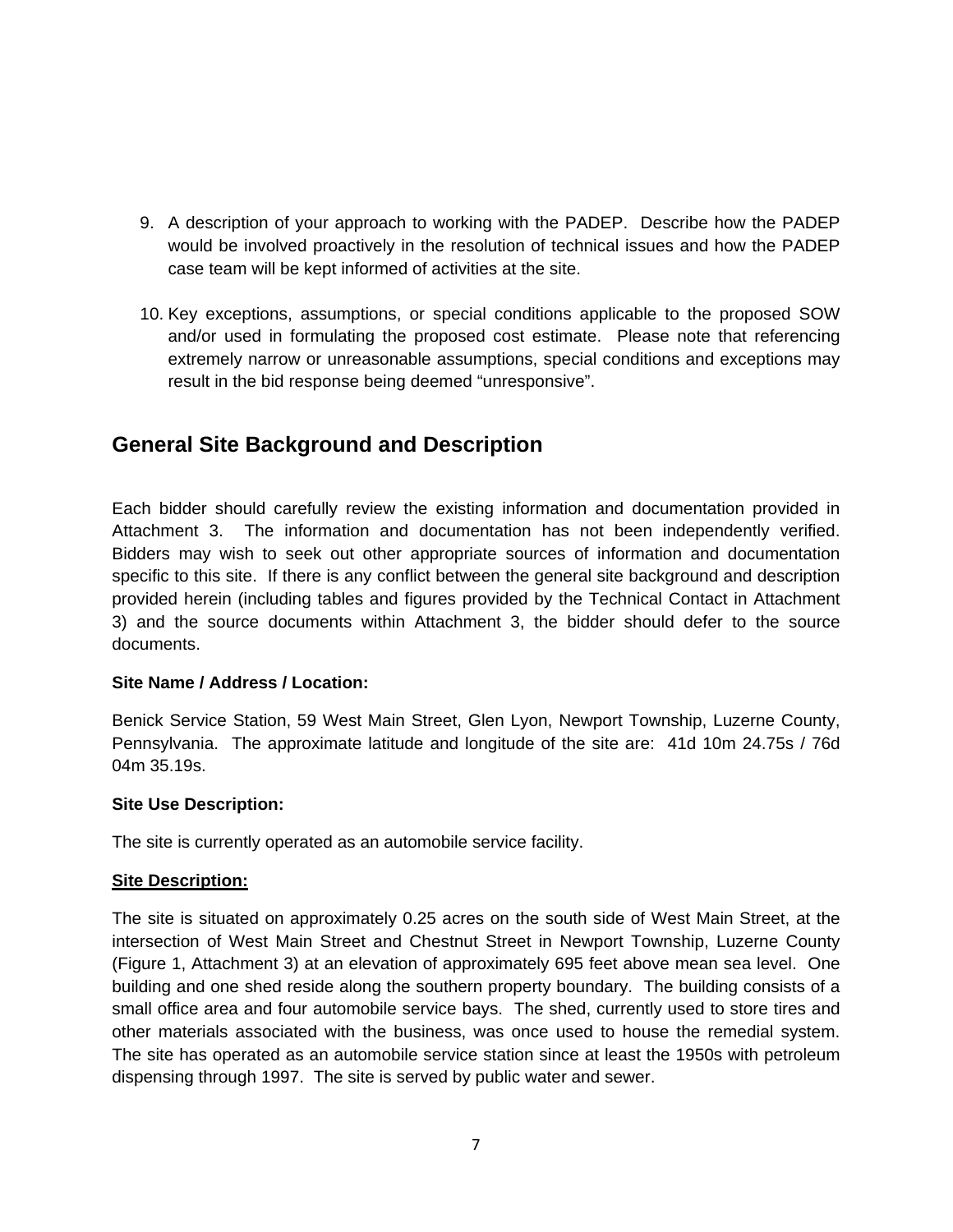9. A description of your approach to working with the PADEP. Describe how the PADEP would be involved proactively in the resolution of technical issues and how the PADEP case team will be kept informed of activities at the site.

10. Key exceptions, assumptions, or special conditions applicable to the proposed SOW and/or used in formulating the proposed cost estimate. Please note that referencing extremely narrow or unreasonable assumptions, special conditions and exceptions may result in the bid response being deemed “unresponsive”.

## General Site Background and Description

Each bidder should carefully review the existing information and documentation provided in Attachment 3. The information and documentation has not been independently verified. Bidders may wish to seek out other appropriate sources of information and documentation specific to this site. If there is any conflict between the general site background and description provided herein (including tables and figures provided by the Technical Contact in Attachment 3) and the source documents within Attachment 3, the bidder should defer to the source documents.

**Site Name / Address / Location:**

Benick Service Station, 59 West Main Street, Glen Lyon, Newport Township, Luzerne County, Pennsylvania. The approximate latitude and longitude of the site are: 41d 10m 24.75s / 76d 04m 35.19s.

**Site Use Description:**

The site is currently operated as an automobile service facility.

**<u>Site Description:</u>**

The site is situated on approximately 0.25 acres on the south side of West Main Street, at the intersection of West Main Street and Chestnut Street in Newport Township, Luzerne County (Figure 1, Attachment 3) at an elevation of approximately 695 feet above mean sea level. One building and one shed reside along the southern property boundary. The building consists of a small office area and four automobile service bays. The shed, currently used to store tires and other materials associated with the business, was once used to house the remedial system. The site has operated as an automobile service station since at least the 1950s with petroleum dispensing through 1997. The site is served by public water and sewer.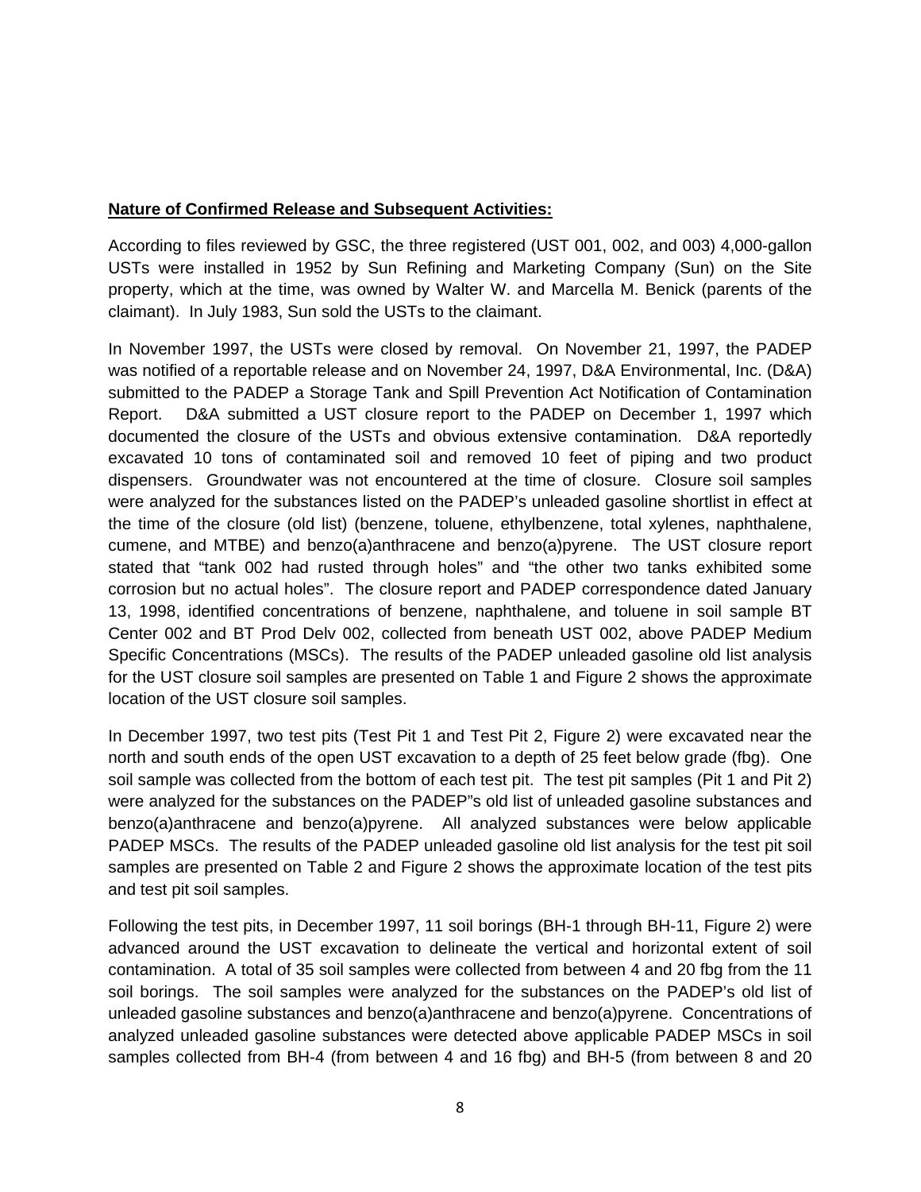**Nature of Confirmed Release and Subsequent Activities:**

According to files reviewed by GSC, the three registered (UST 001, 002, and 003) 4,000-gallon USTs were installed in 1952 by Sun Refining and Marketing Company (Sun) on the Site property, which at the time, was owned by Walter W. and Marcella M. Benick (parents of the claimant). In July 1983, Sun sold the USTs to the claimant.

In November 1997, the USTs were closed by removal. On November 21, 1997, the PADEP was notified of a reportable release and on November 24, 1997, D&A Environmental, Inc. (D&A) submitted to the PADEP a Storage Tank and Spill Prevention Act Notification of Contamination Report. D&A submitted a UST closure report to the PADEP on December 1, 1997 which documented the closure of the USTs and obvious extensive contamination. D&A reportedly excavated 10 tons of contaminated soil and removed 10 feet of piping and two product dispensers. Groundwater was not encountered at the time of closure. Closure soil samples were analyzed for the substances listed on the PADEP's unleaded gasoline shortlist in effect at the time of the closure (old list) (benzene, toluene, ethylbenzene, total xylenes, naphthalene, cumene, and MTBE) and benzo(a)anthracene and benzo(a)pyrene. The UST closure report stated that "tank 002 had rusted through holes" and "the other two tanks exhibited some corrosion but no actual holes". The closure report and PADEP correspondence dated January 13, 1998, identified concentrations of benzene, naphthalene, and toluene in soil sample BT Center 002 and BT Prod Delv 002, collected from beneath UST 002, above PADEP Medium Specific Concentrations (MSCs). The results of the PADEP unleaded gasoline old list analysis for the UST closure soil samples are presented on Table 1 and Figure 2 shows the approximate location of the UST closure soil samples.

In December 1997, two test pits (Test Pit 1 and Test Pit 2, Figure 2) were excavated near the north and south ends of the open UST excavation to a depth of 25 feet below grade (fbg). One soil sample was collected from the bottom of each test pit. The test pit samples (Pit 1 and Pit 2) were analyzed for the substances on the PADEP"s old list of unleaded gasoline substances and benzo(a)anthracene and benzo(a)pyrene. All analyzed substances were below applicable PADEP MSCs. The results of the PADEP unleaded gasoline old list analysis for the test pit soil samples are presented on Table 2 and Figure 2 shows the approximate location of the test pits and test pit soil samples.

Following the test pits, in December 1997, 11 soil borings (BH-1 through BH-11, Figure 2) were advanced around the UST excavation to delineate the vertical and horizontal extent of soil contamination. A total of 35 soil samples were collected from between 4 and 20 fbg from the 11 soil borings. The soil samples were analyzed for the substances on the PADEP's old list of unleaded gasoline substances and benzo(a)anthracene and benzo(a)pyrene. Concentrations of analyzed unleaded gasoline substances were detected above applicable PADEP MSCs in soil samples collected from BH-4 (from between 4 and 16 fbg) and BH-5 (from between 8 and 20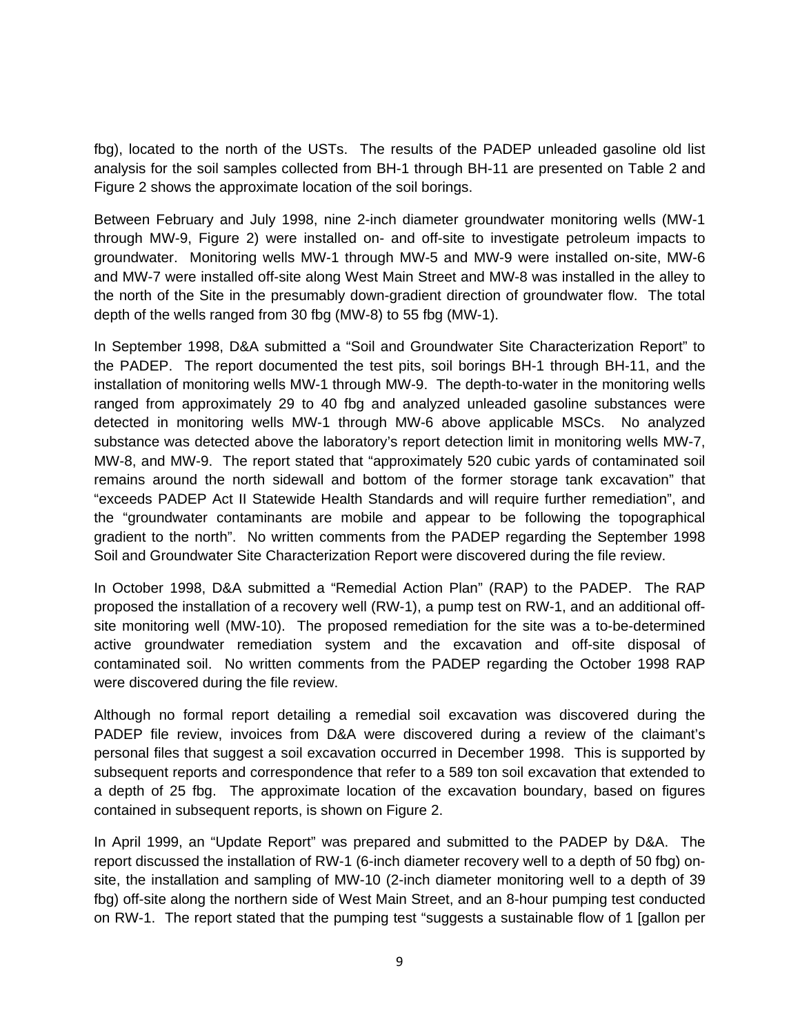fbg), located to the north of the USTs. The results of the PADEP unleaded gasoline old list analysis for the soil samples collected from BH-1 through BH-11 are presented on Table 2 and Figure 2 shows the approximate location of the soil borings.

Between February and July 1998, nine 2-inch diameter groundwater monitoring wells (MW-1 through MW-9, Figure 2) were installed on- and off-site to investigate petroleum impacts to groundwater. Monitoring wells MW-1 through MW-5 and MW-9 were installed on-site, MW-6 and MW-7 were installed off-site along West Main Street and MW-8 was installed in the alley to the north of the Site in the presumably down-gradient direction of groundwater flow. The total depth of the wells ranged from 30 fbg (MW-8) to 55 fbg (MW-1).

In September 1998, D&A submitted a "Soil and Groundwater Site Characterization Report" to the PADEP. The report documented the test pits, soil borings BH-1 through BH-11, and the installation of monitoring wells MW-1 through MW-9. The depth-to-water in the monitoring wells ranged from approximately 29 to 40 fbg and analyzed unleaded gasoline substances were detected in monitoring wells MW-1 through MW-6 above applicable MSCs. No analyzed substance was detected above the laboratory's report detection limit in monitoring wells MW-7, MW-8, and MW-9. The report stated that "approximately 520 cubic yards of contaminated soil remains around the north sidewall and bottom of the former storage tank excavation" that "exceeds PADEP Act II Statewide Health Standards and will require further remediation", and the "groundwater contaminants are mobile and appear to be following the topographical gradient to the north". No written comments from the PADEP regarding the September 1998 Soil and Groundwater Site Characterization Report were discovered during the file review.

In October 1998, D&A submitted a "Remedial Action Plan" (RAP) to the PADEP. The RAP proposed the installation of a recovery well (RW-1), a pump test on RW-1, and an additional off-site monitoring well (MW-10). The proposed remediation for the site was a to-be-determined active groundwater remediation system and the excavation and off-site disposal of contaminated soil. No written comments from the PADEP regarding the October 1998 RAP were discovered during the file review.

Although no formal report detailing a remedial soil excavation was discovered during the PADEP file review, invoices from D&A were discovered during a review of the claimant's personal files that suggest a soil excavation occurred in December 1998. This is supported by subsequent reports and correspondence that refer to a 589 ton soil excavation that extended to a depth of 25 fbg. The approximate location of the excavation boundary, based on figures contained in subsequent reports, is shown on Figure 2.

In April 1999, an "Update Report" was prepared and submitted to the PADEP by D&A. The report discussed the installation of RW-1 (6-inch diameter recovery well to a depth of 50 fbg) on-site, the installation and sampling of MW-10 (2-inch diameter monitoring well to a depth of 39 fbg) off-site along the northern side of West Main Street, and an 8-hour pumping test conducted on RW-1. The report stated that the pumping test "suggests a sustainable flow of 1 [gallon per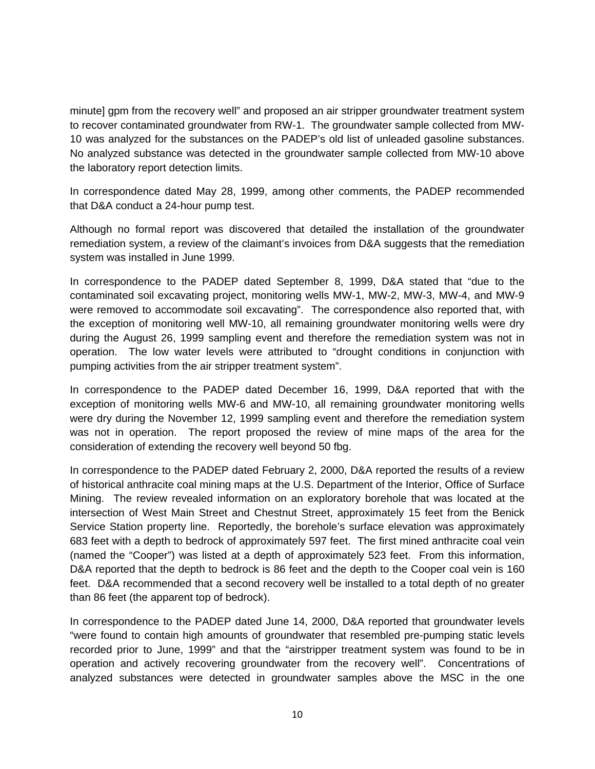minute] gpm from the recovery well" and proposed an air stripper groundwater treatment system to recover contaminated groundwater from RW-1. The groundwater sample collected from MW-10 was analyzed for the substances on the PADEP's old list of unleaded gasoline substances. No analyzed substance was detected in the groundwater sample collected from MW-10 above the laboratory report detection limits.

In correspondence dated May 28, 1999, among other comments, the PADEP recommended that D&A conduct a 24-hour pump test.

Although no formal report was discovered that detailed the installation of the groundwater remediation system, a review of the claimant's invoices from D&A suggests that the remediation system was installed in June 1999.

In correspondence to the PADEP dated September 8, 1999, D&A stated that "due to the contaminated soil excavating project, monitoring wells MW-1, MW-2, MW-3, MW-4, and MW-9 were removed to accommodate soil excavating". The correspondence also reported that, with the exception of monitoring well MW-10, all remaining groundwater monitoring wells were dry during the August 26, 1999 sampling event and therefore the remediation system was not in operation. The low water levels were attributed to "drought conditions in conjunction with pumping activities from the air stripper treatment system".

In correspondence to the PADEP dated December 16, 1999, D&A reported that with the exception of monitoring wells MW-6 and MW-10, all remaining groundwater monitoring wells were dry during the November 12, 1999 sampling event and therefore the remediation system was not in operation. The report proposed the review of mine maps of the area for the consideration of extending the recovery well beyond 50 fbg.

In correspondence to the PADEP dated February 2, 2000, D&A reported the results of a review of historical anthracite coal mining maps at the U.S. Department of the Interior, Office of Surface Mining. The review revealed information on an exploratory borehole that was located at the intersection of West Main Street and Chestnut Street, approximately 15 feet from the Benick Service Station property line. Reportedly, the borehole's surface elevation was approximately 683 feet with a depth to bedrock of approximately 597 feet. The first mined anthracite coal vein (named the "Cooper") was listed at a depth of approximately 523 feet. From this information, D&A reported that the depth to bedrock is 86 feet and the depth to the Cooper coal vein is 160 feet. D&A recommended that a second recovery well be installed to a total depth of no greater than 86 feet (the apparent top of bedrock).

In correspondence to the PADEP dated June 14, 2000, D&A reported that groundwater levels "were found to contain high amounts of groundwater that resembled pre-pumping static levels recorded prior to June, 1999" and that the "airstripper treatment system was found to be in operation and actively recovering groundwater from the recovery well". Concentrations of analyzed substances were detected in groundwater samples above the MSC in the one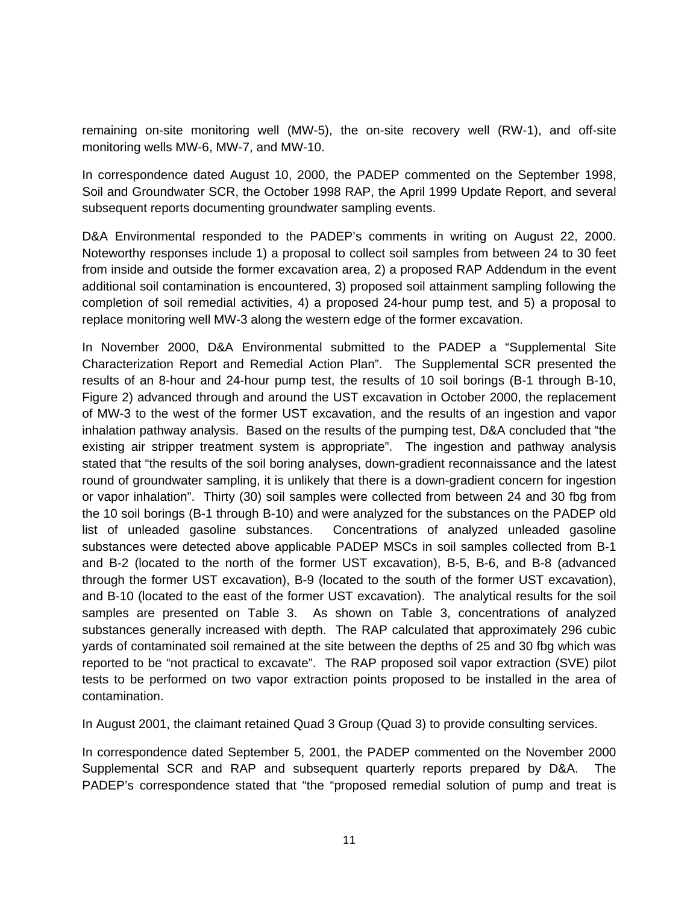remaining on-site monitoring well (MW-5), the on-site recovery well (RW-1), and off-site monitoring wells MW-6, MW-7, and MW-10.

In correspondence dated August 10, 2000, the PADEP commented on the September 1998, Soil and Groundwater SCR, the October 1998 RAP, the April 1999 Update Report, and several subsequent reports documenting groundwater sampling events.

D&A Environmental responded to the PADEP's comments in writing on August 22, 2000. Noteworthy responses include 1) a proposal to collect soil samples from between 24 to 30 feet from inside and outside the former excavation area, 2) a proposed RAP Addendum in the event additional soil contamination is encountered, 3) proposed soil attainment sampling following the completion of soil remedial activities, 4) a proposed 24-hour pump test, and 5) a proposal to replace monitoring well MW-3 along the western edge of the former excavation.

In November 2000, D&A Environmental submitted to the PADEP a "Supplemental Site Characterization Report and Remedial Action Plan". The Supplemental SCR presented the results of an 8-hour and 24-hour pump test, the results of 10 soil borings (B-1 through B-10, Figure 2) advanced through and around the UST excavation in October 2000, the replacement of MW-3 to the west of the former UST excavation, and the results of an ingestion and vapor inhalation pathway analysis. Based on the results of the pumping test, D&A concluded that "the existing air stripper treatment system is appropriate". The ingestion and pathway analysis stated that "the results of the soil boring analyses, down-gradient reconnaissance and the latest round of groundwater sampling, it is unlikely that there is a down-gradient concern for ingestion or vapor inhalation". Thirty (30) soil samples were collected from between 24 and 30 fbg from the 10 soil borings (B-1 through B-10) and were analyzed for the substances on the PADEP old list of unleaded gasoline substances. Concentrations of analyzed unleaded gasoline substances were detected above applicable PADEP MSCs in soil samples collected from B-1 and B-2 (located to the north of the former UST excavation), B-5, B-6, and B-8 (advanced through the former UST excavation), B-9 (located to the south of the former UST excavation), and B-10 (located to the east of the former UST excavation). The analytical results for the soil samples are presented on Table 3. As shown on Table 3, concentrations of analyzed substances generally increased with depth. The RAP calculated that approximately 296 cubic yards of contaminated soil remained at the site between the depths of 25 and 30 fbg which was reported to be "not practical to excavate". The RAP proposed soil vapor extraction (SVE) pilot tests to be performed on two vapor extraction points proposed to be installed in the area of contamination.

In August 2001, the claimant retained Quad 3 Group (Quad 3) to provide consulting services.

In correspondence dated September 5, 2001, the PADEP commented on the November 2000 Supplemental SCR and RAP and subsequent quarterly reports prepared by D&A. The PADEP's correspondence stated that "the "proposed remedial solution of pump and treat is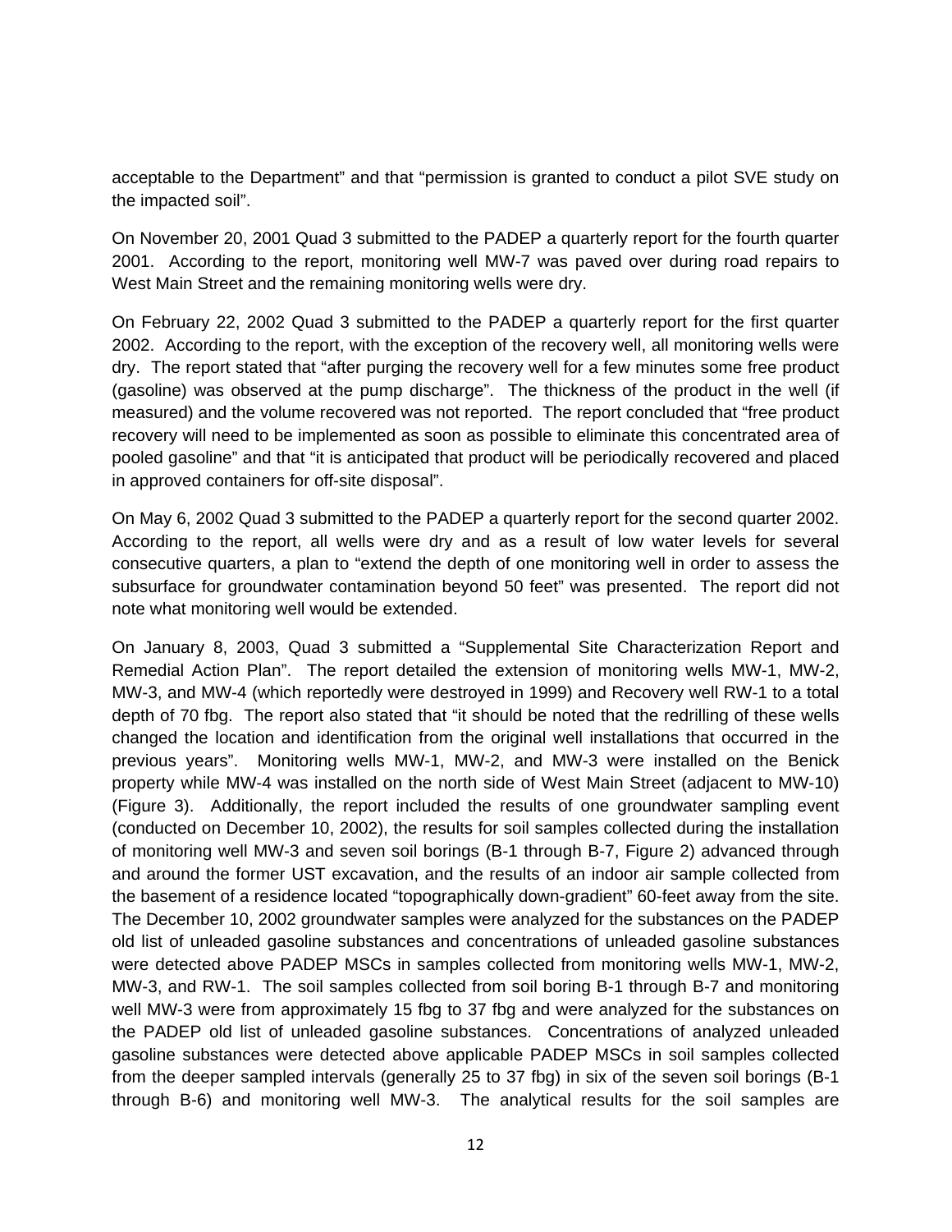acceptable to the Department" and that "permission is granted to conduct a pilot SVE study on the impacted soil".

On November 20, 2001 Quad 3 submitted to the PADEP a quarterly report for the fourth quarter 2001. According to the report, monitoring well MW-7 was paved over during road repairs to West Main Street and the remaining monitoring wells were dry.

On February 22, 2002 Quad 3 submitted to the PADEP a quarterly report for the first quarter 2002. According to the report, with the exception of the recovery well, all monitoring wells were dry. The report stated that "after purging the recovery well for a few minutes some free product (gasoline) was observed at the pump discharge". The thickness of the product in the well (if measured) and the volume recovered was not reported. The report concluded that "free product recovery will need to be implemented as soon as possible to eliminate this concentrated area of pooled gasoline" and that "it is anticipated that product will be periodically recovered and placed in approved containers for off-site disposal".

On May 6, 2002 Quad 3 submitted to the PADEP a quarterly report for the second quarter 2002. According to the report, all wells were dry and as a result of low water levels for several consecutive quarters, a plan to "extend the depth of one monitoring well in order to assess the subsurface for groundwater contamination beyond 50 feet" was presented. The report did not note what monitoring well would be extended.

On January 8, 2003, Quad 3 submitted a "Supplemental Site Characterization Report and Remedial Action Plan". The report detailed the extension of monitoring wells MW-1, MW-2, MW-3, and MW-4 (which reportedly were destroyed in 1999) and Recovery well RW-1 to a total depth of 70 fbg. The report also stated that "it should be noted that the redrilling of these wells changed the location and identification from the original well installations that occurred in the previous years". Monitoring wells MW-1, MW-2, and MW-3 were installed on the Benick property while MW-4 was installed on the north side of West Main Street (adjacent to MW-10) (Figure 3). Additionally, the report included the results of one groundwater sampling event (conducted on December 10, 2002), the results for soil samples collected during the installation of monitoring well MW-3 and seven soil borings (B-1 through B-7, Figure 2) advanced through and around the former UST excavation, and the results of an indoor air sample collected from the basement of a residence located "topographically down-gradient" 60-feet away from the site. The December 10, 2002 groundwater samples were analyzed for the substances on the PADEP old list of unleaded gasoline substances and concentrations of unleaded gasoline substances were detected above PADEP MSCs in samples collected from monitoring wells MW-1, MW-2, MW-3, and RW-1. The soil samples collected from soil boring B-1 through B-7 and monitoring well MW-3 were from approximately 15 fbg to 37 fbg and were analyzed for the substances on the PADEP old list of unleaded gasoline substances. Concentrations of analyzed unleaded gasoline substances were detected above applicable PADEP MSCs in soil samples collected from the deeper sampled intervals (generally 25 to 37 fbg) in six of the seven soil borings (B-1 through B-6) and monitoring well MW-3. The analytical results for the soil samples are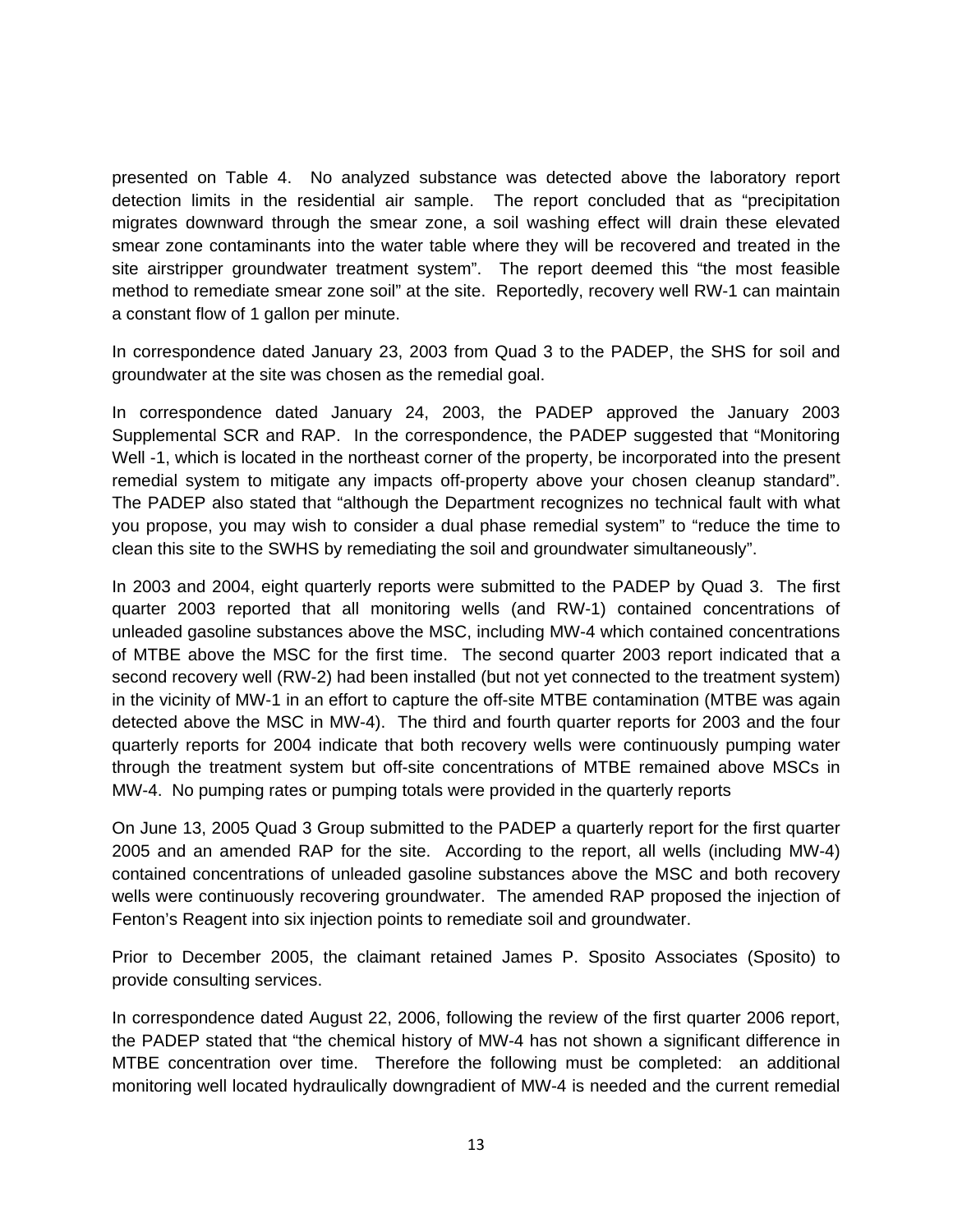presented on Table 4. No analyzed substance was detected above the laboratory report detection limits in the residential air sample. The report concluded that as "precipitation migrates downward through the smear zone, a soil washing effect will drain these elevated smear zone contaminants into the water table where they will be recovered and treated in the site airstripper groundwater treatment system". The report deemed this "the most feasible method to remediate smear zone soil" at the site. Reportedly, recovery well RW-1 can maintain a constant flow of 1 gallon per minute.

In correspondence dated January 23, 2003 from Quad 3 to the PADEP, the SHS for soil and groundwater at the site was chosen as the remedial goal.

In correspondence dated January 24, 2003, the PADEP approved the January 2003 Supplemental SCR and RAP. In the correspondence, the PADEP suggested that "Monitoring Well -1, which is located in the northeast corner of the property, be incorporated into the present remedial system to mitigate any impacts off-property above your chosen cleanup standard". The PADEP also stated that "although the Department recognizes no technical fault with what you propose, you may wish to consider a dual phase remedial system" to "reduce the time to clean this site to the SWHS by remediating the soil and groundwater simultaneously".

In 2003 and 2004, eight quarterly reports were submitted to the PADEP by Quad 3. The first quarter 2003 reported that all monitoring wells (and RW-1) contained concentrations of unleaded gasoline substances above the MSC, including MW-4 which contained concentrations of MTBE above the MSC for the first time. The second quarter 2003 report indicated that a second recovery well (RW-2) had been installed (but not yet connected to the treatment system) in the vicinity of MW-1 in an effort to capture the off-site MTBE contamination (MTBE was again detected above the MSC in MW-4). The third and fourth quarter reports for 2003 and the four quarterly reports for 2004 indicate that both recovery wells were continuously pumping water through the treatment system but off-site concentrations of MTBE remained above MSCs in MW-4. No pumping rates or pumping totals were provided in the quarterly reports

On June 13, 2005 Quad 3 Group submitted to the PADEP a quarterly report for the first quarter 2005 and an amended RAP for the site. According to the report, all wells (including MW-4) contained concentrations of unleaded gasoline substances above the MSC and both recovery wells were continuously recovering groundwater. The amended RAP proposed the injection of Fenton's Reagent into six injection points to remediate soil and groundwater.

Prior to December 2005, the claimant retained James P. Sposito Associates (Sposito) to provide consulting services.

In correspondence dated August 22, 2006, following the review of the first quarter 2006 report, the PADEP stated that "the chemical history of MW-4 has not shown a significant difference in MTBE concentration over time. Therefore the following must be completed: an additional monitoring well located hydraulically downgradient of MW-4 is needed and the current remedial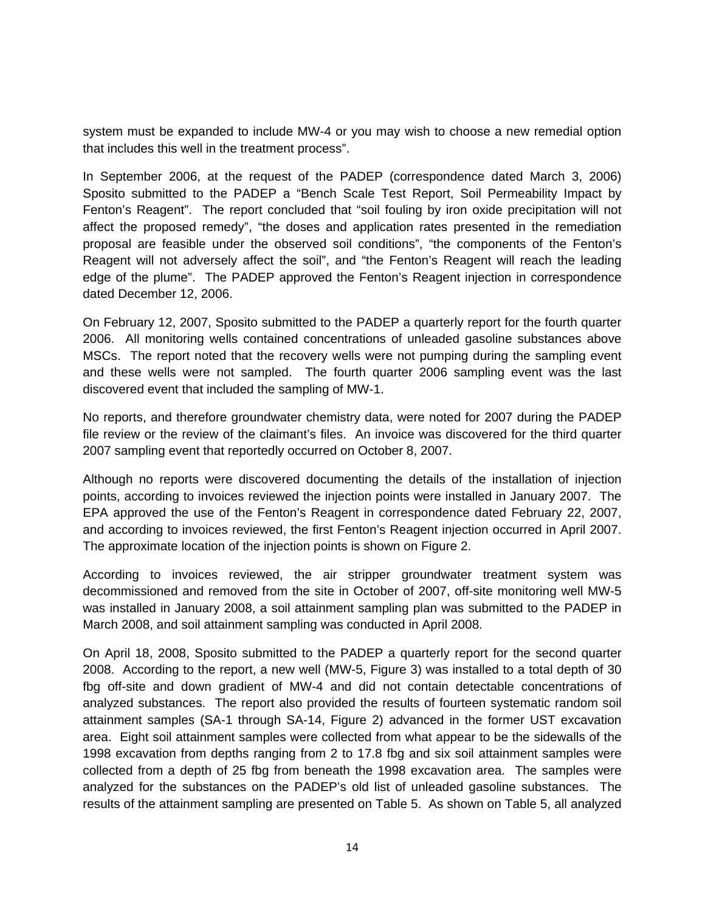system must be expanded to include MW-4 or you may wish to choose a new remedial option that includes this well in the treatment process".

In September 2006, at the request of the PADEP (correspondence dated March 3, 2006) Sposito submitted to the PADEP a "Bench Scale Test Report, Soil Permeability Impact by Fenton's Reagent". The report concluded that "soil fouling by iron oxide precipitation will not affect the proposed remedy", "the doses and application rates presented in the remediation proposal are feasible under the observed soil conditions", "the components of the Fenton's Reagent will not adversely affect the soil", and "the Fenton's Reagent will reach the leading edge of the plume". The PADEP approved the Fenton's Reagent injection in correspondence dated December 12, 2006.

On February 12, 2007, Sposito submitted to the PADEP a quarterly report for the fourth quarter 2006. All monitoring wells contained concentrations of unleaded gasoline substances above MSCs. The report noted that the recovery wells were not pumping during the sampling event and these wells were not sampled. The fourth quarter 2006 sampling event was the last discovered event that included the sampling of MW-1.

No reports, and therefore groundwater chemistry data, were noted for 2007 during the PADEP file review or the review of the claimant's files. An invoice was discovered for the third quarter 2007 sampling event that reportedly occurred on October 8, 2007.

Although no reports were discovered documenting the details of the installation of injection points, according to invoices reviewed the injection points were installed in January 2007. The EPA approved the use of the Fenton's Reagent in correspondence dated February 22, 2007, and according to invoices reviewed, the first Fenton's Reagent injection occurred in April 2007. The approximate location of the injection points is shown on Figure 2.

According to invoices reviewed, the air stripper groundwater treatment system was decommissioned and removed from the site in October of 2007, off-site monitoring well MW-5 was installed in January 2008, a soil attainment sampling plan was submitted to the PADEP in March 2008, and soil attainment sampling was conducted in April 2008.

On April 18, 2008, Sposito submitted to the PADEP a quarterly report for the second quarter 2008. According to the report, a new well (MW-5, Figure 3) was installed to a total depth of 30 fbg off-site and down gradient of MW-4 and did not contain detectable concentrations of analyzed substances. The report also provided the results of fourteen systematic random soil attainment samples (SA-1 through SA-14, Figure 2) advanced in the former UST excavation area. Eight soil attainment samples were collected from what appear to be the sidewalls of the 1998 excavation from depths ranging from 2 to 17.8 fbg and six soil attainment samples were collected from a depth of 25 fbg from beneath the 1998 excavation area. The samples were analyzed for the substances on the PADEP's old list of unleaded gasoline substances. The results of the attainment sampling are presented on Table 5. As shown on Table 5, all analyzed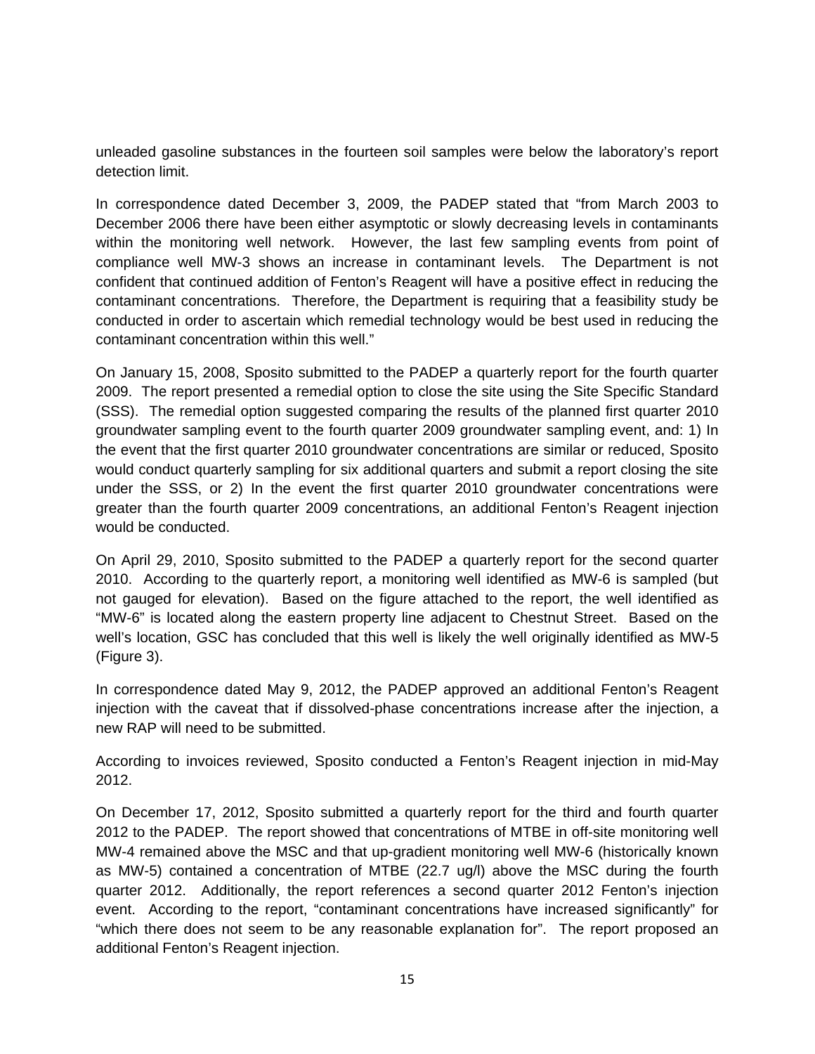unleaded gasoline substances in the fourteen soil samples were below the laboratory's report detection limit.

In correspondence dated December 3, 2009, the PADEP stated that "from March 2003 to December 2006 there have been either asymptotic or slowly decreasing levels in contaminants within the monitoring well network. However, the last few sampling events from point of compliance well MW-3 shows an increase in contaminant levels. The Department is not confident that continued addition of Fenton's Reagent will have a positive effect in reducing the contaminant concentrations. Therefore, the Department is requiring that a feasibility study be conducted in order to ascertain which remedial technology would be best used in reducing the contaminant concentration within this well."

On January 15, 2008, Sposito submitted to the PADEP a quarterly report for the fourth quarter 2009. The report presented a remedial option to close the site using the Site Specific Standard (SSS). The remedial option suggested comparing the results of the planned first quarter 2010 groundwater sampling event to the fourth quarter 2009 groundwater sampling event, and: 1) In the event that the first quarter 2010 groundwater concentrations are similar or reduced, Sposito would conduct quarterly sampling for six additional quarters and submit a report closing the site under the SSS, or 2) In the event the first quarter 2010 groundwater concentrations were greater than the fourth quarter 2009 concentrations, an additional Fenton's Reagent injection would be conducted.

On April 29, 2010, Sposito submitted to the PADEP a quarterly report for the second quarter 2010. According to the quarterly report, a monitoring well identified as MW-6 is sampled (but not gauged for elevation). Based on the figure attached to the report, the well identified as "MW-6" is located along the eastern property line adjacent to Chestnut Street. Based on the well's location, GSC has concluded that this well is likely the well originally identified as MW-5 (Figure 3).

In correspondence dated May 9, 2012, the PADEP approved an additional Fenton's Reagent injection with the caveat that if dissolved-phase concentrations increase after the injection, a new RAP will need to be submitted.

According to invoices reviewed, Sposito conducted a Fenton's Reagent injection in mid-May 2012.

On December 17, 2012, Sposito submitted a quarterly report for the third and fourth quarter 2012 to the PADEP. The report showed that concentrations of MTBE in off-site monitoring well MW-4 remained above the MSC and that up-gradient monitoring well MW-6 (historically known as MW-5) contained a concentration of MTBE (22.7 ug/l) above the MSC during the fourth quarter 2012. Additionally, the report references a second quarter 2012 Fenton's injection event. According to the report, "contaminant concentrations have increased significantly" for "which there does not seem to be any reasonable explanation for". The report proposed an additional Fenton's Reagent injection.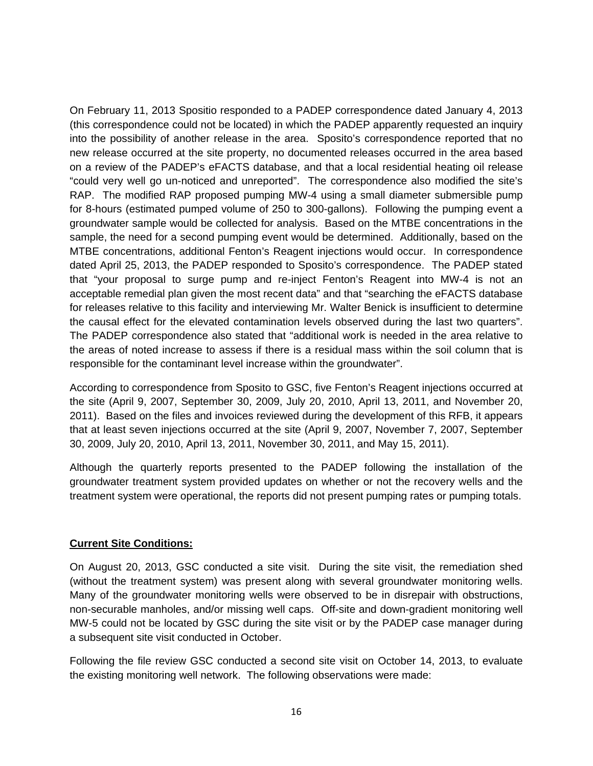On February 11, 2013 Spositio responded to a PADEP correspondence dated January 4, 2013 (this correspondence could not be located) in which the PADEP apparently requested an inquiry into the possibility of another release in the area. Sposito's correspondence reported that no new release occurred at the site property, no documented releases occurred in the area based on a review of the PADEP's eFACTS database, and that a local residential heating oil release "could very well go un-noticed and unreported". The correspondence also modified the site's RAP. The modified RAP proposed pumping MW-4 using a small diameter submersible pump for 8-hours (estimated pumped volume of 250 to 300-gallons). Following the pumping event a groundwater sample would be collected for analysis. Based on the MTBE concentrations in the sample, the need for a second pumping event would be determined. Additionally, based on the MTBE concentrations, additional Fenton's Reagent injections would occur. In correspondence dated April 25, 2013, the PADEP responded to Sposito's correspondence. The PADEP stated that "your proposal to surge pump and re-inject Fenton's Reagent into MW-4 is not an acceptable remedial plan given the most recent data" and that "searching the eFACTS database for releases relative to this facility and interviewing Mr. Walter Benick is insufficient to determine the causal effect for the elevated contamination levels observed during the last two quarters". The PADEP correspondence also stated that "additional work is needed in the area relative to the areas of noted increase to assess if there is a residual mass within the soil column that is responsible for the contaminant level increase within the groundwater".

According to correspondence from Sposito to GSC, five Fenton's Reagent injections occurred at the site (April 9, 2007, September 30, 2009, July 20, 2010, April 13, 2011, and November 20, 2011). Based on the files and invoices reviewed during the development of this RFB, it appears that at least seven injections occurred at the site (April 9, 2007, November 7, 2007, September 30, 2009, July 20, 2010, April 13, 2011, November 30, 2011, and May 15, 2011).

Although the quarterly reports presented to the PADEP following the installation of the groundwater treatment system provided updates on whether or not the recovery wells and the treatment system were operational, the reports did not present pumping rates or pumping totals.

**Current Site Conditions:**

On August 20, 2013, GSC conducted a site visit. During the site visit, the remediation shed (without the treatment system) was present along with several groundwater monitoring wells. Many of the groundwater monitoring wells were observed to be in disrepair with obstructions, non-securable manholes, and/or missing well caps. Off-site and down-gradient monitoring well MW-5 could not be located by GSC during the site visit or by the PADEP case manager during a subsequent site visit conducted in October.

Following the file review GSC conducted a second site visit on October 14, 2013, to evaluate the existing monitoring well network. The following observations were made: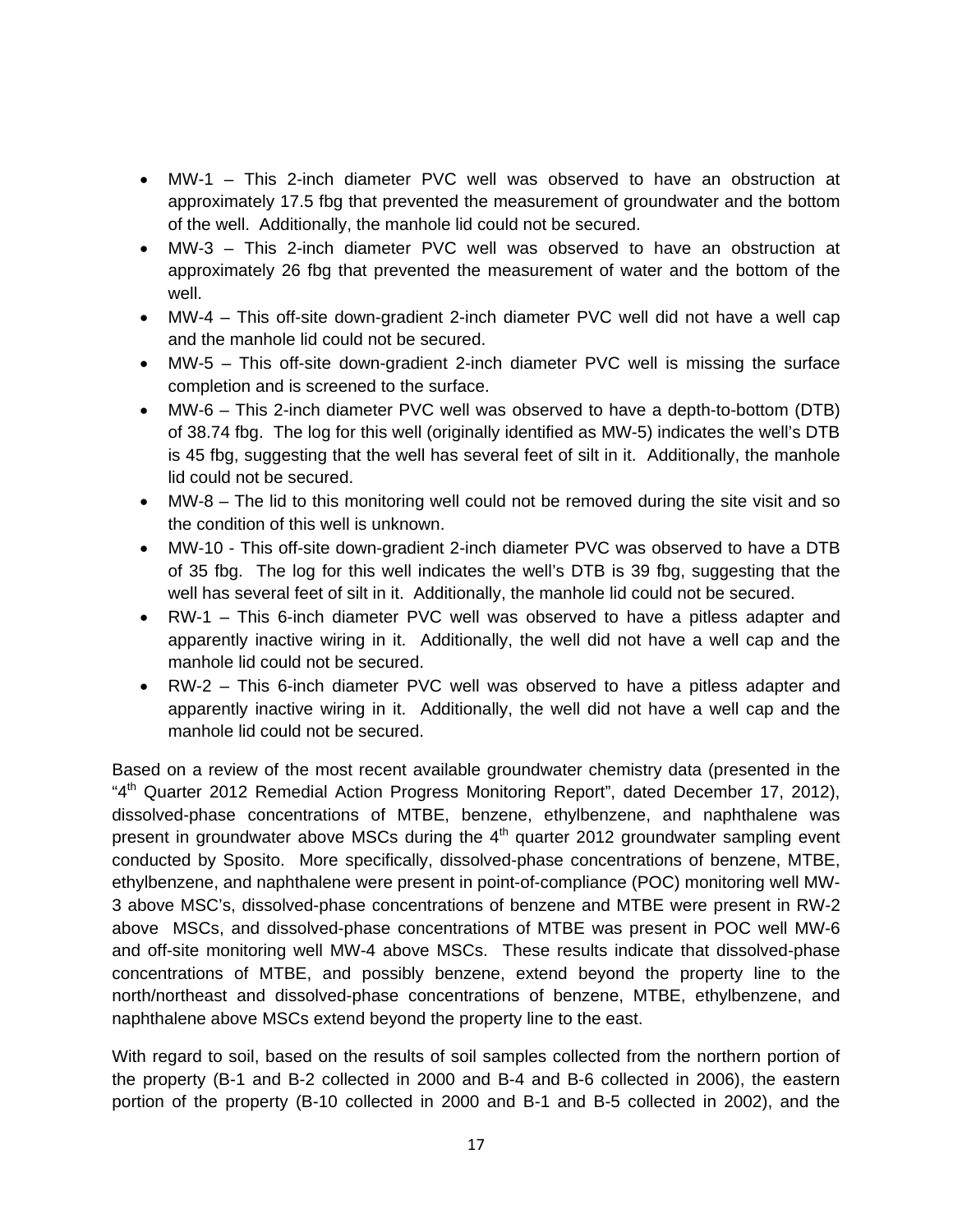- MW-1 – This 2-inch diameter PVC well was observed to have an obstruction at approximately 17.5 fbg that prevented the measurement of groundwater and the bottom of the well. Additionally, the manhole lid could not be secured.
- MW-3 – This 2-inch diameter PVC well was observed to have an obstruction at approximately 26 fbg that prevented the measurement of water and the bottom of the well.
- MW-4 – This off-site down-gradient 2-inch diameter PVC well did not have a well cap and the manhole lid could not be secured.
- MW-5 – This off-site down-gradient 2-inch diameter PVC well is missing the surface completion and is screened to the surface.
- MW-6 – This 2-inch diameter PVC well was observed to have a depth-to-bottom (DTB) of 38.74 fbg. The log for this well (originally identified as MW-5) indicates the well's DTB is 45 fbg, suggesting that the well has several feet of silt in it. Additionally, the manhole lid could not be secured.
- MW-8 – The lid to this monitoring well could not be removed during the site visit and so the condition of this well is unknown.
- MW-10 - This off-site down-gradient 2-inch diameter PVC was observed to have a DTB of 35 fbg. The log for this well indicates the well's DTB is 39 fbg, suggesting that the well has several feet of silt in it. Additionally, the manhole lid could not be secured.
- RW-1 – This 6-inch diameter PVC well was observed to have a pitless adapter and apparently inactive wiring in it. Additionally, the well did not have a well cap and the manhole lid could not be secured.
- RW-2 – This 6-inch diameter PVC well was observed to have a pitless adapter and apparently inactive wiring in it. Additionally, the well did not have a well cap and the manhole lid could not be secured.

Based on a review of the most recent available groundwater chemistry data (presented in the "4th Quarter 2012 Remedial Action Progress Monitoring Report", dated December 17, 2012), dissolved-phase concentrations of MTBE, benzene, ethylbenzene, and naphthalene was present in groundwater above MSCs during the 4th quarter 2012 groundwater sampling event conducted by Sposito. More specifically, dissolved-phase concentrations of benzene, MTBE, ethylbenzene, and naphthalene were present in point-of-compliance (POC) monitoring well MW-3 above MSC's, dissolved-phase concentrations of benzene and MTBE were present in RW-2 above MSCs, and dissolved-phase concentrations of MTBE was present in POC well MW-6 and off-site monitoring well MW-4 above MSCs. These results indicate that dissolved-phase concentrations of MTBE, and possibly benzene, extend beyond the property line to the north/northeast and dissolved-phase concentrations of benzene, MTBE, ethylbenzene, and naphthalene above MSCs extend beyond the property line to the east.

With regard to soil, based on the results of soil samples collected from the northern portion of the property (B-1 and B-2 collected in 2000 and B-4 and B-6 collected in 2006), the eastern portion of the property (B-10 collected in 2000 and B-1 and B-5 collected in 2002), and the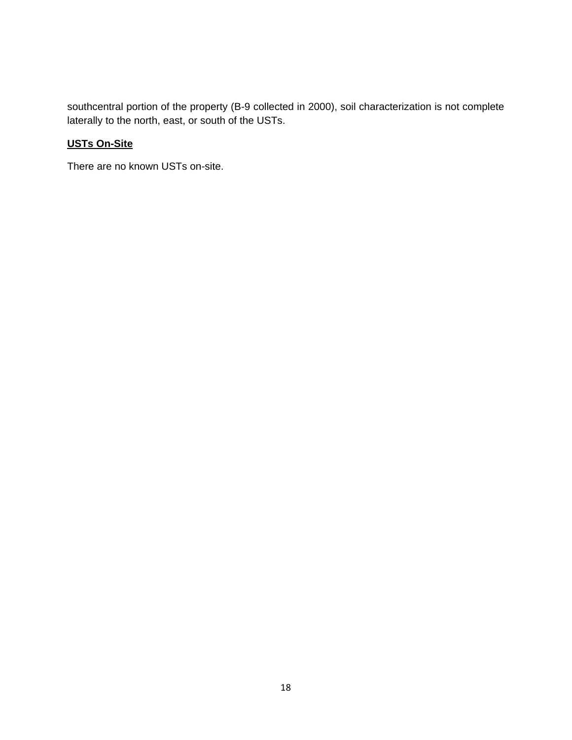southcentral portion of the property (B-9 collected in 2000), soil characterization is not complete laterally to the north, east, or south of the USTs.

**<u>USTs On-Site</u>**

There are no known USTs on-site.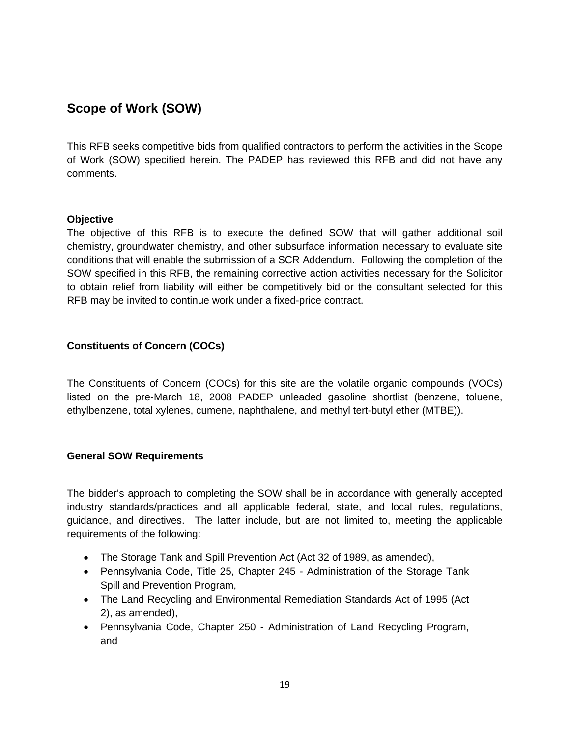## Scope of Work (SOW)

This RFB seeks competitive bids from qualified contractors to perform the activities in the Scope of Work (SOW) specified herein. The PADEP has reviewed this RFB and did not have any comments.

**Objective**

The objective of this RFB is to execute the defined SOW that will gather additional soil chemistry, groundwater chemistry, and other subsurface information necessary to evaluate site conditions that will enable the submission of a SCR Addendum. Following the completion of the SOW specified in this RFB, the remaining corrective action activities necessary for the Solicitor to obtain relief from liability will either be competitively bid or the consultant selected for this RFB may be invited to continue work under a fixed-price contract.

**Constituents of Concern (COCs)**

The Constituents of Concern (COCs) for this site are the volatile organic compounds (VOCs) listed on the pre-March 18, 2008 PADEP unleaded gasoline shortlist (benzene, toluene, ethylbenzene, total xylenes, cumene, naphthalene, and methyl tert-butyl ether (MTBE)).

**General SOW Requirements**

The bidder's approach to completing the SOW shall be in accordance with generally accepted industry standards/practices and all applicable federal, state, and local rules, regulations, guidance, and directives. The latter include, but are not limited to, meeting the applicable requirements of the following:

- The Storage Tank and Spill Prevention Act (Act 32 of 1989, as amended),
- Pennsylvania Code, Title 25, Chapter 245 - Administration of the Storage Tank Spill and Prevention Program,
- The Land Recycling and Environmental Remediation Standards Act of 1995 (Act 2), as amended),
- Pennsylvania Code, Chapter 250 - Administration of Land Recycling Program, and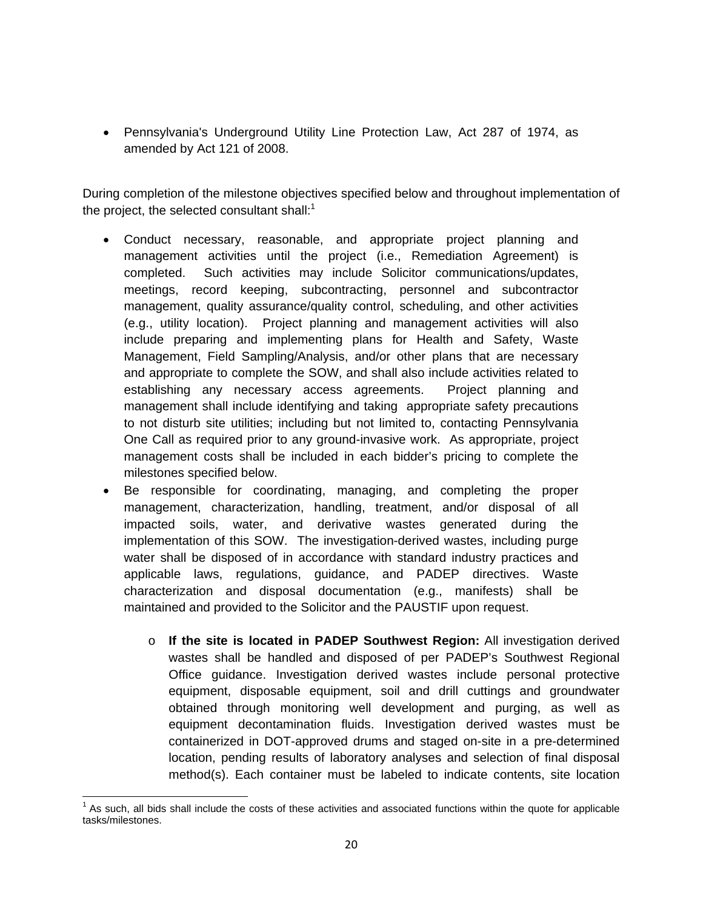- Pennsylvania's Underground Utility Line Protection Law, Act 287 of 1974, as amended by Act 121 of 2008.

During completion of the milestone objectives specified below and throughout implementation of the project, the selected consultant shall:[1]

- Conduct necessary, reasonable, and appropriate project planning and management activities until the project (i.e., Remediation Agreement) is completed. Such activities may include Solicitor communications/updates, meetings, record keeping, subcontracting, personnel and subcontractor management, quality assurance/quality control, scheduling, and other activities (e.g., utility location). Project planning and management activities will also include preparing and implementing plans for Health and Safety, Waste Management, Field Sampling/Analysis, and/or other plans that are necessary and appropriate to complete the SOW, and shall also include activities related to establishing any necessary access agreements. Project planning and management shall include identifying and taking appropriate safety precautions to not disturb site utilities; including but not limited to, contacting Pennsylvania One Call as required prior to any ground-invasive work. As appropriate, project management costs shall be included in each bidder's pricing to complete the milestones specified below.
- Be responsible for coordinating, managing, and completing the proper management, characterization, handling, treatment, and/or disposal of all impacted soils, water, and derivative wastes generated during the implementation of this SOW. The investigation-derived wastes, including purge water shall be disposed of in accordance with standard industry practices and applicable laws, regulations, guidance, and PADEP directives. Waste characterization and disposal documentation (e.g., manifests) shall be maintained and provided to the Solicitor and the PAUSTIF upon request.
    - **If the site is located in PADEP Southwest Region:** All investigation derived wastes shall be handled and disposed of per PADEP's Southwest Regional Office guidance. Investigation derived wastes include personal protective equipment, disposable equipment, soil and drill cuttings and groundwater obtained through monitoring well development and purging, as well as equipment decontamination fluids. Investigation derived wastes must be containerized in DOT-approved drums and staged on-site in a pre-determined location, pending results of laboratory analyses and selection of final disposal method(s). Each container must be labeled to indicate contents, site location

[1] As such, all bids shall include the costs of these activities and associated functions within the quote for applicable tasks/milestones.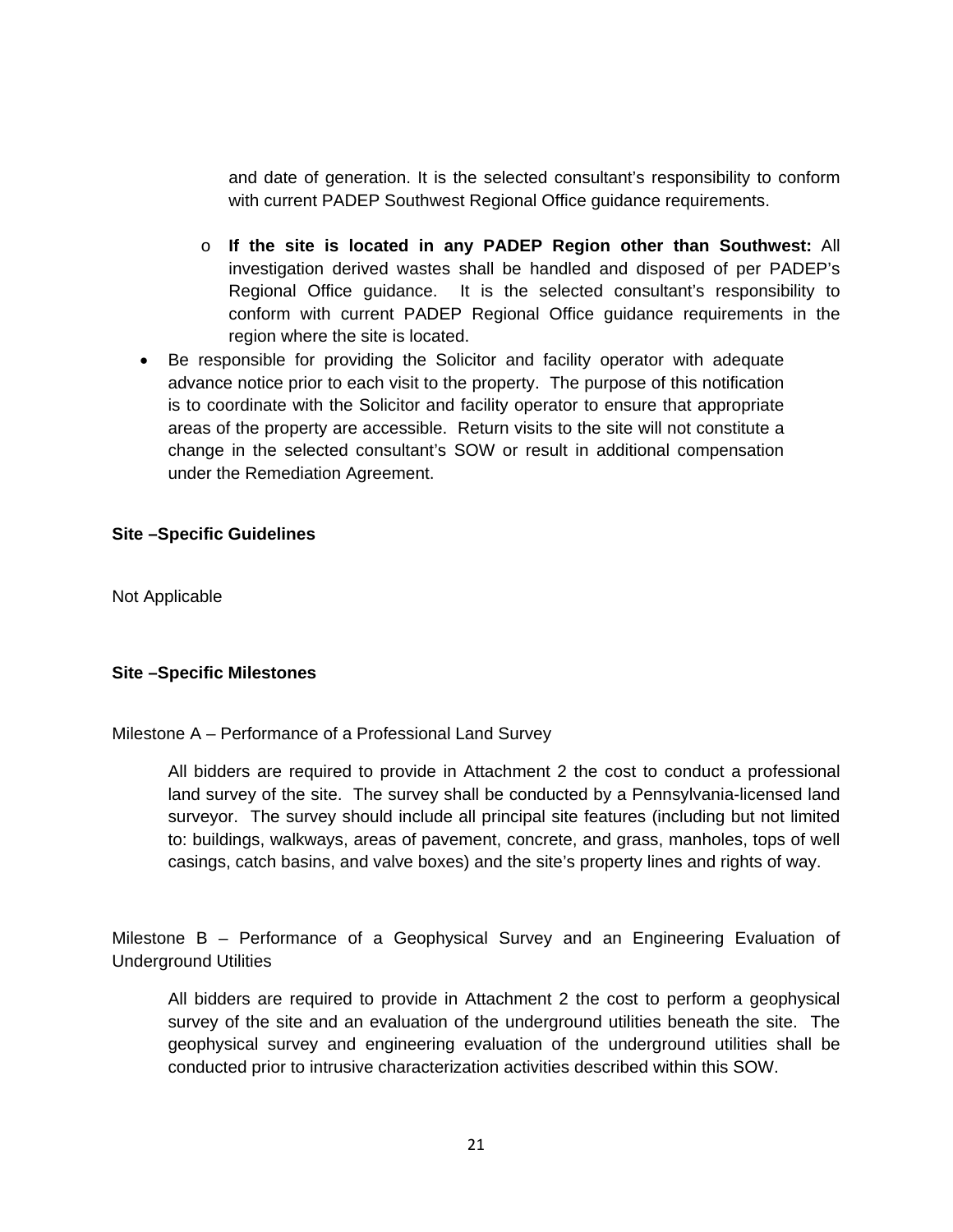and date of generation. It is the selected consultant's responsibility to conform with current PADEP Southwest Regional Office guidance requirements.

- **If the site is located in any PADEP Region other than Southwest:** All investigation derived wastes shall be handled and disposed of per PADEP's Regional Office guidance. It is the selected consultant's responsibility to conform with current PADEP Regional Office guidance requirements in the region where the site is located.

- Be responsible for providing the Solicitor and facility operator with adequate advance notice prior to each visit to the property. The purpose of this notification is to coordinate with the Solicitor and facility operator to ensure that appropriate areas of the property are accessible. Return visits to the site will not constitute a change in the selected consultant's SOW or result in additional compensation under the Remediation Agreement.

**Site –Specific Guidelines**

Not Applicable

**Site –Specific Milestones**

Milestone A – Performance of a Professional Land Survey

All bidders are required to provide in Attachment 2 the cost to conduct a professional land survey of the site. The survey shall be conducted by a Pennsylvania-licensed land surveyor. The survey should include all principal site features (including but not limited to: buildings, walkways, areas of pavement, concrete, and grass, manholes, tops of well casings, catch basins, and valve boxes) and the site's property lines and rights of way.

Milestone B – Performance of a Geophysical Survey and an Engineering Evaluation of Underground Utilities

All bidders are required to provide in Attachment 2 the cost to perform a geophysical survey of the site and an evaluation of the underground utilities beneath the site. The geophysical survey and engineering evaluation of the underground utilities shall be conducted prior to intrusive characterization activities described within this SOW.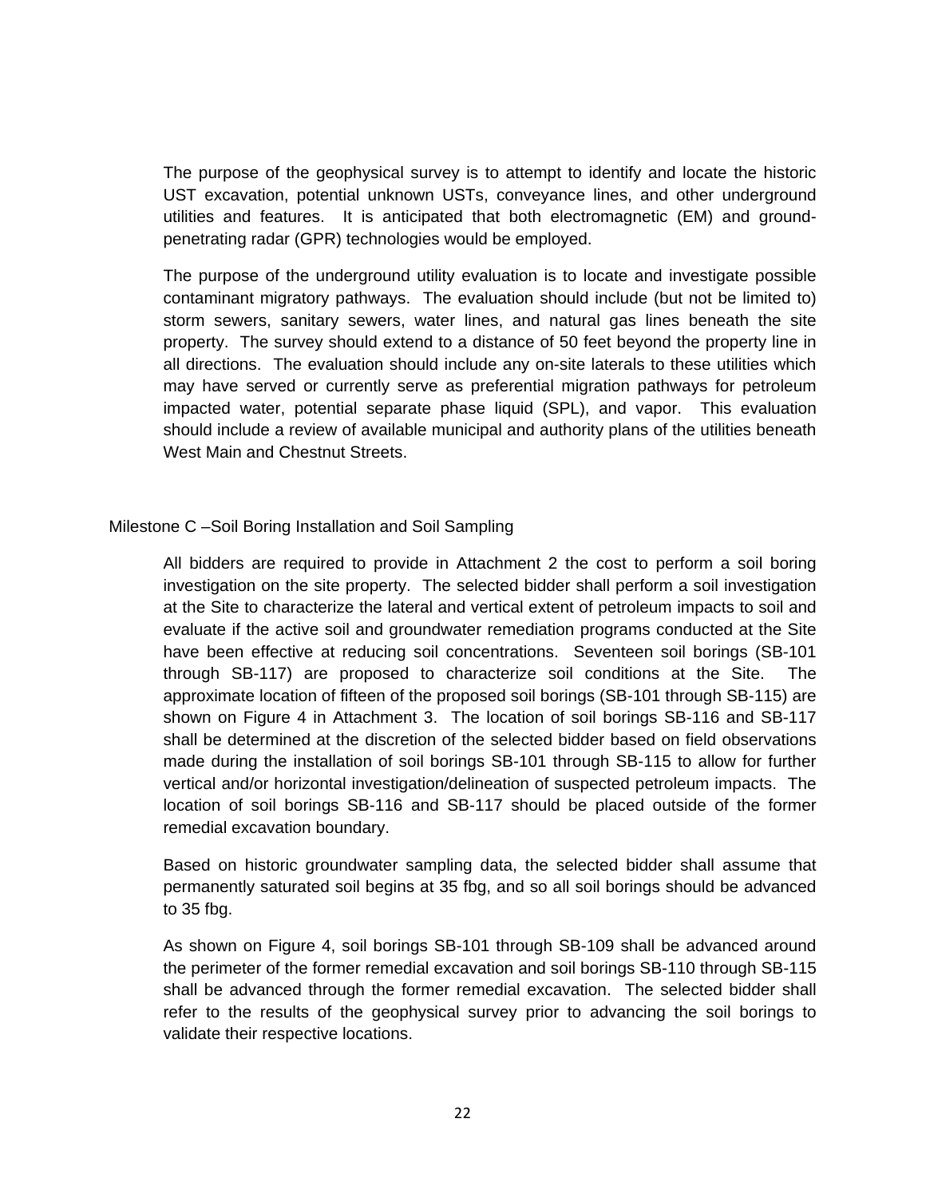The purpose of the geophysical survey is to attempt to identify and locate the historic UST excavation, potential unknown USTs, conveyance lines, and other underground utilities and features. It is anticipated that both electromagnetic (EM) and ground-penetrating radar (GPR) technologies would be employed.

The purpose of the underground utility evaluation is to locate and investigate possible contaminant migratory pathways. The evaluation should include (but not be limited to) storm sewers, sanitary sewers, water lines, and natural gas lines beneath the site property. The survey should extend to a distance of 50 feet beyond the property line in all directions. The evaluation should include any on-site laterals to these utilities which may have served or currently serve as preferential migration pathways for petroleum impacted water, potential separate phase liquid (SPL), and vapor. This evaluation should include a review of available municipal and authority plans of the utilities beneath West Main and Chestnut Streets.

Milestone C –Soil Boring Installation and Soil Sampling

All bidders are required to provide in Attachment 2 the cost to perform a soil boring investigation on the site property. The selected bidder shall perform a soil investigation at the Site to characterize the lateral and vertical extent of petroleum impacts to soil and evaluate if the active soil and groundwater remediation programs conducted at the Site have been effective at reducing soil concentrations. Seventeen soil borings (SB-101 through SB-117) are proposed to characterize soil conditions at the Site. The approximate location of fifteen of the proposed soil borings (SB-101 through SB-115) are shown on Figure 4 in Attachment 3. The location of soil borings SB-116 and SB-117 shall be determined at the discretion of the selected bidder based on field observations made during the installation of soil borings SB-101 through SB-115 to allow for further vertical and/or horizontal investigation/delineation of suspected petroleum impacts. The location of soil borings SB-116 and SB-117 should be placed outside of the former remedial excavation boundary.

Based on historic groundwater sampling data, the selected bidder shall assume that permanently saturated soil begins at 35 fbg, and so all soil borings should be advanced to 35 fbg.

As shown on Figure 4, soil borings SB-101 through SB-109 shall be advanced around the perimeter of the former remedial excavation and soil borings SB-110 through SB-115 shall be advanced through the former remedial excavation. The selected bidder shall refer to the results of the geophysical survey prior to advancing the soil borings to validate their respective locations.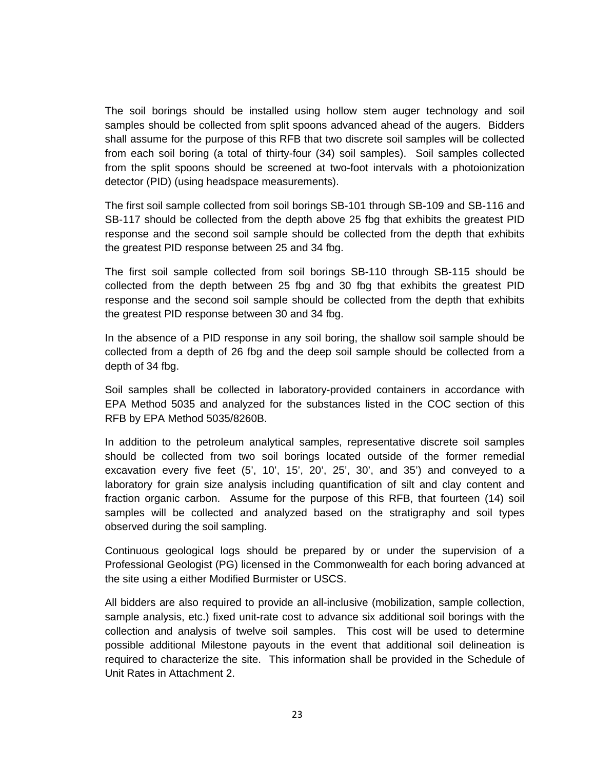The soil borings should be installed using hollow stem auger technology and soil samples should be collected from split spoons advanced ahead of the augers. Bidders shall assume for the purpose of this RFB that two discrete soil samples will be collected from each soil boring (a total of thirty-four (34) soil samples). Soil samples collected from the split spoons should be screened at two-foot intervals with a photoionization detector (PID) (using headspace measurements).

The first soil sample collected from soil borings SB-101 through SB-109 and SB-116 and SB-117 should be collected from the depth above 25 fbg that exhibits the greatest PID response and the second soil sample should be collected from the depth that exhibits the greatest PID response between 25 and 34 fbg.

The first soil sample collected from soil borings SB-110 through SB-115 should be collected from the depth between 25 fbg and 30 fbg that exhibits the greatest PID response and the second soil sample should be collected from the depth that exhibits the greatest PID response between 30 and 34 fbg.

In the absence of a PID response in any soil boring, the shallow soil sample should be collected from a depth of 26 fbg and the deep soil sample should be collected from a depth of 34 fbg.

Soil samples shall be collected in laboratory-provided containers in accordance with EPA Method 5035 and analyzed for the substances listed in the COC section of this RFB by EPA Method 5035/8260B.

In addition to the petroleum analytical samples, representative discrete soil samples should be collected from two soil borings located outside of the former remedial excavation every five feet (5', 10', 15', 20', 25', 30', and 35') and conveyed to a laboratory for grain size analysis including quantification of silt and clay content and fraction organic carbon. Assume for the purpose of this RFB, that fourteen (14) soil samples will be collected and analyzed based on the stratigraphy and soil types observed during the soil sampling.

Continuous geological logs should be prepared by or under the supervision of a Professional Geologist (PG) licensed in the Commonwealth for each boring advanced at the site using a either Modified Burmister or USCS.

All bidders are also required to provide an all-inclusive (mobilization, sample collection, sample analysis, etc.) fixed unit-rate cost to advance six additional soil borings with the collection and analysis of twelve soil samples. This cost will be used to determine possible additional Milestone payouts in the event that additional soil delineation is required to characterize the site. This information shall be provided in the Schedule of Unit Rates in Attachment 2.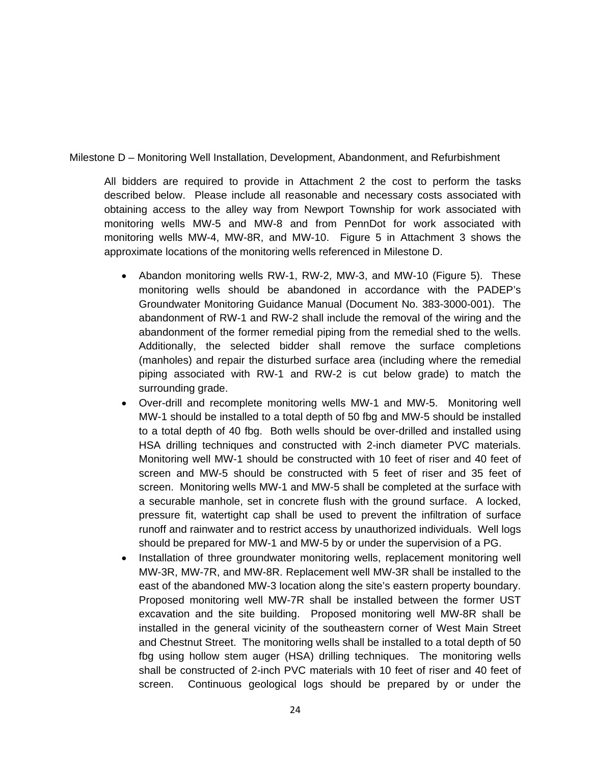Milestone D – Monitoring Well Installation, Development, Abandonment, and Refurbishment

All bidders are required to provide in Attachment 2 the cost to perform the tasks described below. Please include all reasonable and necessary costs associated with obtaining access to the alley way from Newport Township for work associated with monitoring wells MW-5 and MW-8 and from PennDot for work associated with monitoring wells MW-4, MW-8R, and MW-10. Figure 5 in Attachment 3 shows the approximate locations of the monitoring wells referenced in Milestone D.

- Abandon monitoring wells RW-1, RW-2, MW-3, and MW-10 (Figure 5). These monitoring wells should be abandoned in accordance with the PADEP's Groundwater Monitoring Guidance Manual (Document No. 383-3000-001). The abandonment of RW-1 and RW-2 shall include the removal of the wiring and the abandonment of the former remedial piping from the remedial shed to the wells. Additionally, the selected bidder shall remove the surface completions (manholes) and repair the disturbed surface area (including where the remedial piping associated with RW-1 and RW-2 is cut below grade) to match the surrounding grade.
- Over-drill and recomplete monitoring wells MW-1 and MW-5. Monitoring well MW-1 should be installed to a total depth of 50 fbg and MW-5 should be installed to a total depth of 40 fbg. Both wells should be over-drilled and installed using HSA drilling techniques and constructed with 2-inch diameter PVC materials. Monitoring well MW-1 should be constructed with 10 feet of riser and 40 feet of screen and MW-5 should be constructed with 5 feet of riser and 35 feet of screen. Monitoring wells MW-1 and MW-5 shall be completed at the surface with a securable manhole, set in concrete flush with the ground surface. A locked, pressure fit, watertight cap shall be used to prevent the infiltration of surface runoff and rainwater and to restrict access by unauthorized individuals. Well logs should be prepared for MW-1 and MW-5 by or under the supervision of a PG.
- Installation of three groundwater monitoring wells, replacement monitoring well MW-3R, MW-7R, and MW-8R. Replacement well MW-3R shall be installed to the east of the abandoned MW-3 location along the site's eastern property boundary. Proposed monitoring well MW-7R shall be installed between the former UST excavation and the site building. Proposed monitoring well MW-8R shall be installed in the general vicinity of the southeastern corner of West Main Street and Chestnut Street. The monitoring wells shall be installed to a total depth of 50 fbg using hollow stem auger (HSA) drilling techniques. The monitoring wells shall be constructed of 2-inch PVC materials with 10 feet of riser and 40 feet of screen. Continuous geological logs should be prepared by or under the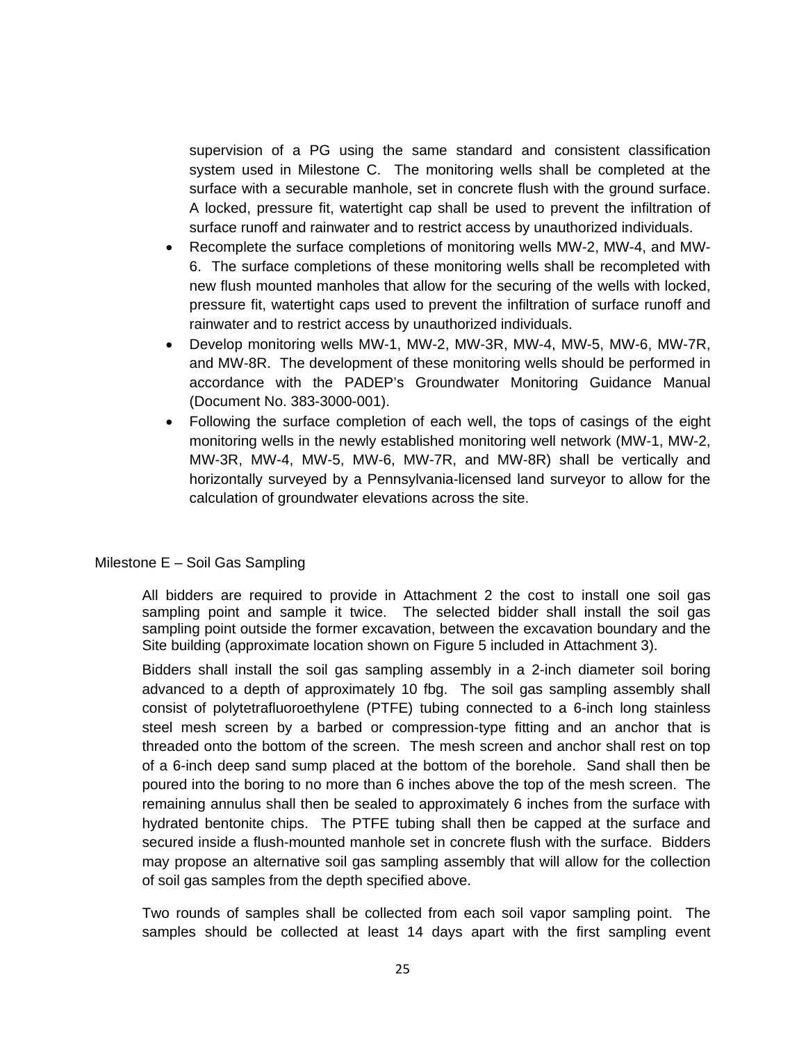supervision of a PG using the same standard and consistent classification system used in Milestone C. The monitoring wells shall be completed at the surface with a securable manhole, set in concrete flush with the ground surface. A locked, pressure fit, watertight cap shall be used to prevent the infiltration of surface runoff and rainwater and to restrict access by unauthorized individuals.

- Recomplete the surface completions of monitoring wells MW-2, MW-4, and MW-6. The surface completions of these monitoring wells shall be recompleted with new flush mounted manholes that allow for the securing of the wells with locked, pressure fit, watertight caps used to prevent the infiltration of surface runoff and rainwater and to restrict access by unauthorized individuals.
- Develop monitoring wells MW-1, MW-2, MW-3R, MW-4, MW-5, MW-6, MW-7R, and MW-8R. The development of these monitoring wells should be performed in accordance with the PADEP's Groundwater Monitoring Guidance Manual (Document No. 383-3000-001).
- Following the surface completion of each well, the tops of casings of the eight monitoring wells in the newly established monitoring well network (MW-1, MW-2, MW-3R, MW-4, MW-5, MW-6, MW-7R, and MW-8R) shall be vertically and horizontally surveyed by a Pennsylvania-licensed land surveyor to allow for the calculation of groundwater elevations across the site.

## Milestone E – Soil Gas Sampling

All bidders are required to provide in Attachment 2 the cost to install one soil gas sampling point and sample it twice. The selected bidder shall install the soil gas sampling point outside the former excavation, between the excavation boundary and the Site building (approximate location shown on Figure 5 included in Attachment 3).

Bidders shall install the soil gas sampling assembly in a 2-inch diameter soil boring advanced to a depth of approximately 10 fbg. The soil gas sampling assembly shall consist of polytetrafluoroethylene (PTFE) tubing connected to a 6-inch long stainless steel mesh screen by a barbed or compression-type fitting and an anchor that is threaded onto the bottom of the screen. The mesh screen and anchor shall rest on top of a 6-inch deep sand sump placed at the bottom of the borehole. Sand shall then be poured into the boring to no more than 6 inches above the top of the mesh screen. The remaining annulus shall then be sealed to approximately 6 inches from the surface with hydrated bentonite chips. The PTFE tubing shall then be capped at the surface and secured inside a flush-mounted manhole set in concrete flush with the surface. Bidders may propose an alternative soil gas sampling assembly that will allow for the collection of soil gas samples from the depth specified above.

Two rounds of samples shall be collected from each soil vapor sampling point. The samples should be collected at least 14 days apart with the first sampling event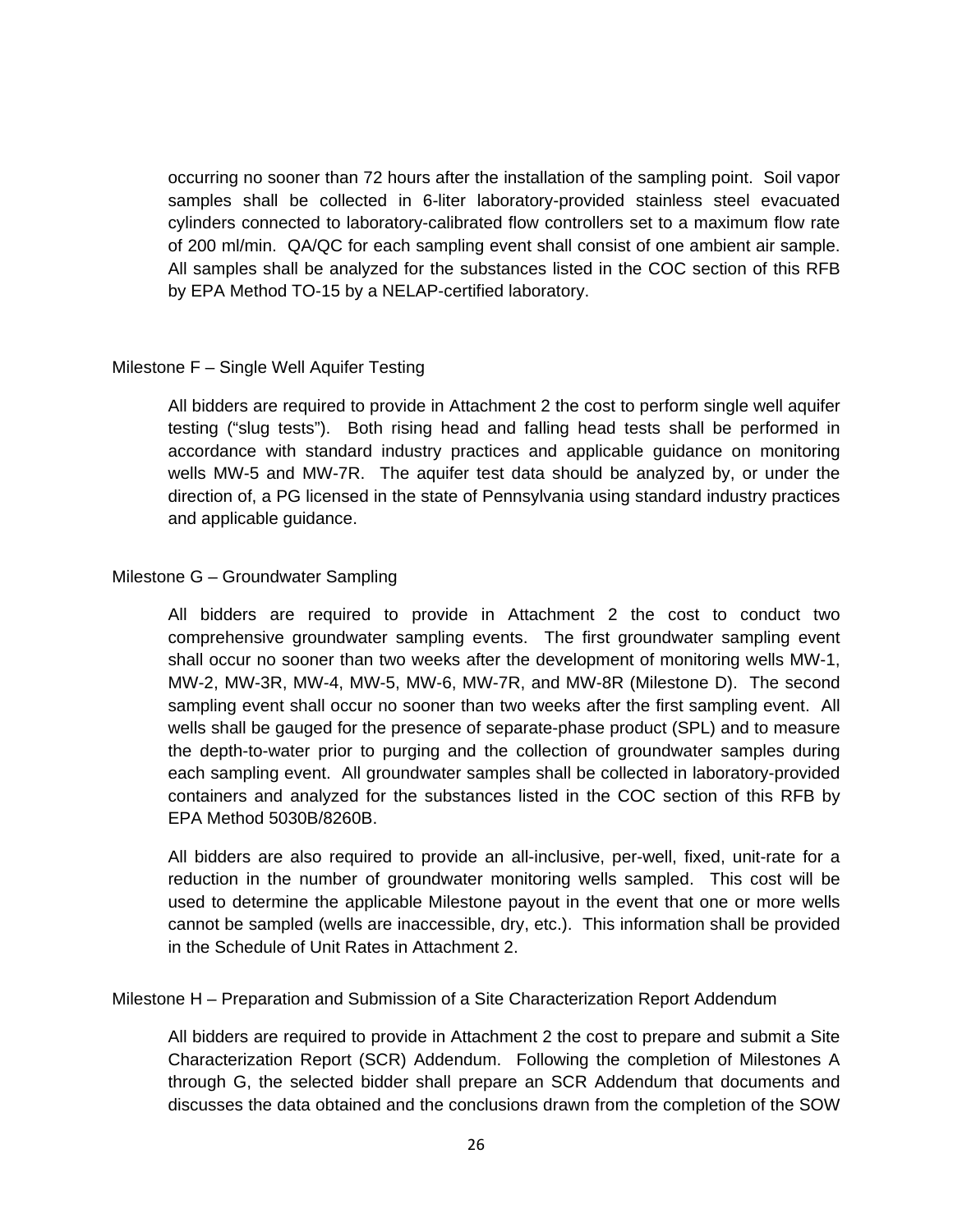occurring no sooner than 72 hours after the installation of the sampling point. Soil vapor samples shall be collected in 6-liter laboratory-provided stainless steel evacuated cylinders connected to laboratory-calibrated flow controllers set to a maximum flow rate of 200 ml/min. QA/QC for each sampling event shall consist of one ambient air sample. All samples shall be analyzed for the substances listed in the COC section of this RFB by EPA Method TO-15 by a NELAP-certified laboratory.

Milestone F – Single Well Aquifer Testing

All bidders are required to provide in Attachment 2 the cost to perform single well aquifer testing ("slug tests"). Both rising head and falling head tests shall be performed in accordance with standard industry practices and applicable guidance on monitoring wells MW-5 and MW-7R. The aquifer test data should be analyzed by, or under the direction of, a PG licensed in the state of Pennsylvania using standard industry practices and applicable guidance.

Milestone G – Groundwater Sampling

All bidders are required to provide in Attachment 2 the cost to conduct two comprehensive groundwater sampling events. The first groundwater sampling event shall occur no sooner than two weeks after the development of monitoring wells MW-1, MW-2, MW-3R, MW-4, MW-5, MW-6, MW-7R, and MW-8R (Milestone D). The second sampling event shall occur no sooner than two weeks after the first sampling event. All wells shall be gauged for the presence of separate-phase product (SPL) and to measure the depth-to-water prior to purging and the collection of groundwater samples during each sampling event. All groundwater samples shall be collected in laboratory-provided containers and analyzed for the substances listed in the COC section of this RFB by EPA Method 5030B/8260B.

All bidders are also required to provide an all-inclusive, per-well, fixed, unit-rate for a reduction in the number of groundwater monitoring wells sampled. This cost will be used to determine the applicable Milestone payout in the event that one or more wells cannot be sampled (wells are inaccessible, dry, etc.). This information shall be provided in the Schedule of Unit Rates in Attachment 2.

Milestone H – Preparation and Submission of a Site Characterization Report Addendum

All bidders are required to provide in Attachment 2 the cost to prepare and submit a Site Characterization Report (SCR) Addendum. Following the completion of Milestones A through G, the selected bidder shall prepare an SCR Addendum that documents and discusses the data obtained and the conclusions drawn from the completion of the SOW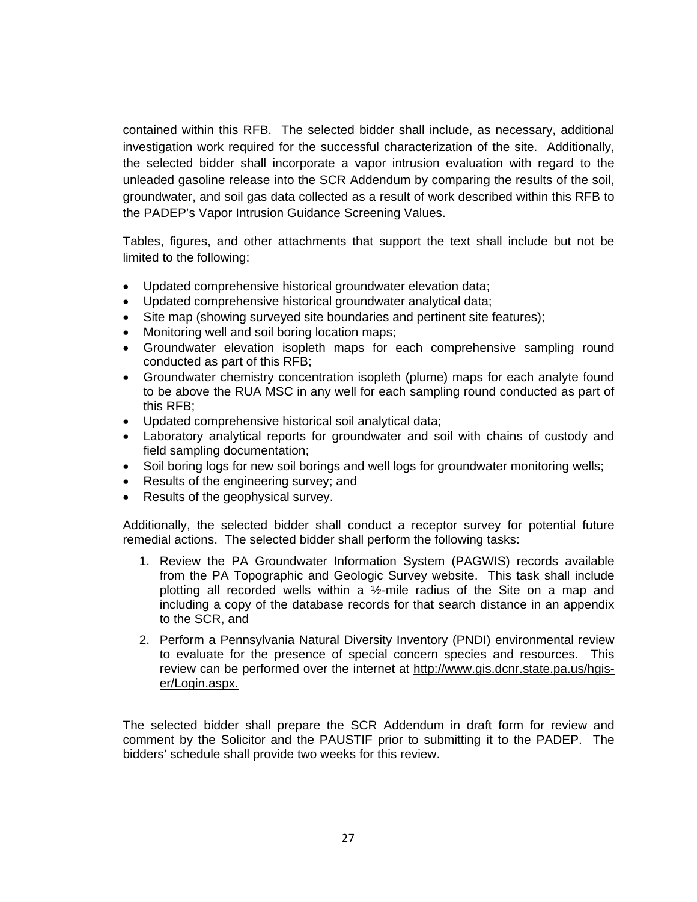contained within this RFB. The selected bidder shall include, as necessary, additional investigation work required for the successful characterization of the site. Additionally, the selected bidder shall incorporate a vapor intrusion evaluation with regard to the unleaded gasoline release into the SCR Addendum by comparing the results of the soil, groundwater, and soil gas data collected as a result of work described within this RFB to the PADEP's Vapor Intrusion Guidance Screening Values.

Tables, figures, and other attachments that support the text shall include but not be limited to the following:

- Updated comprehensive historical groundwater elevation data;
- Updated comprehensive historical groundwater analytical data;
- Site map (showing surveyed site boundaries and pertinent site features);
- Monitoring well and soil boring location maps;
- Groundwater elevation isopleth maps for each comprehensive sampling round conducted as part of this RFB;
- Groundwater chemistry concentration isopleth (plume) maps for each analyte found to be above the RUA MSC in any well for each sampling round conducted as part of this RFB;
- Updated comprehensive historical soil analytical data;
- Laboratory analytical reports for groundwater and soil with chains of custody and field sampling documentation;
- Soil boring logs for new soil borings and well logs for groundwater monitoring wells;
- Results of the engineering survey; and
- Results of the geophysical survey.

Additionally, the selected bidder shall conduct a receptor survey for potential future remedial actions. The selected bidder shall perform the following tasks:

1. Review the PA Groundwater Information System (PAGWIS) records available from the PA Topographic and Geologic Survey website. This task shall include plotting all recorded wells within a ½-mile radius of the Site on a map and including a copy of the database records for that search distance in an appendix to the SCR, and
2. Perform a Pennsylvania Natural Diversity Inventory (PNDI) environmental review to evaluate for the presence of special concern species and resources. This review can be performed over the internet at http://www.gis.dcnr.state.pa.us/hgis-er/Login.aspx.

The selected bidder shall prepare the SCR Addendum in draft form for review and comment by the Solicitor and the PAUSTIF prior to submitting it to the PADEP. The bidders' schedule shall provide two weeks for this review.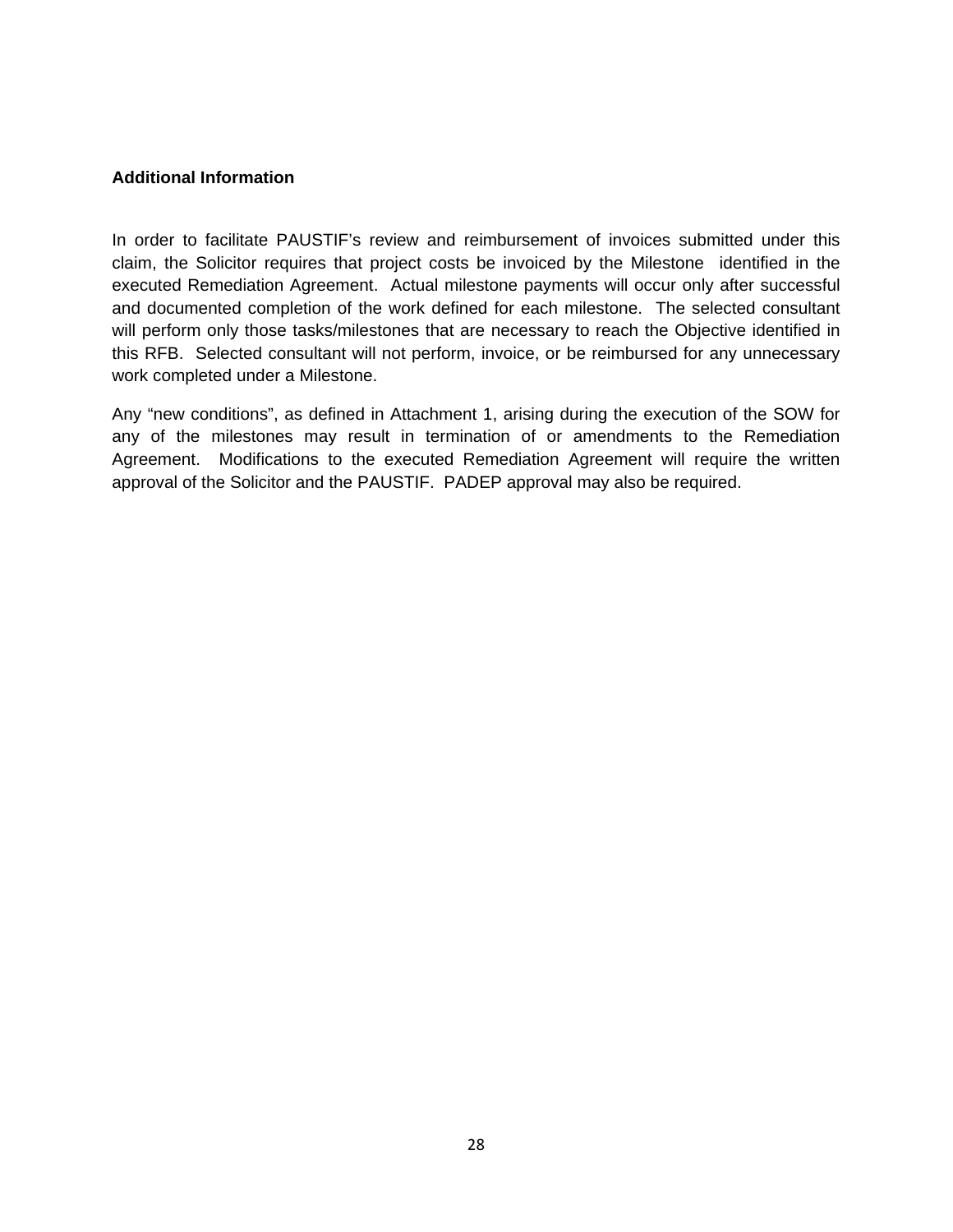**Additional Information**

In order to facilitate PAUSTIF's review and reimbursement of invoices submitted under this claim, the Solicitor requires that project costs be invoiced by the Milestone identified in the executed Remediation Agreement. Actual milestone payments will occur only after successful and documented completion of the work defined for each milestone. The selected consultant will perform only those tasks/milestones that are necessary to reach the Objective identified in this RFB. Selected consultant will not perform, invoice, or be reimbursed for any unnecessary work completed under a Milestone.

Any "new conditions", as defined in Attachment 1, arising during the execution of the SOW for any of the milestones may result in termination of or amendments to the Remediation Agreement. Modifications to the executed Remediation Agreement will require the written approval of the Solicitor and the PAUSTIF. PADEP approval may also be required.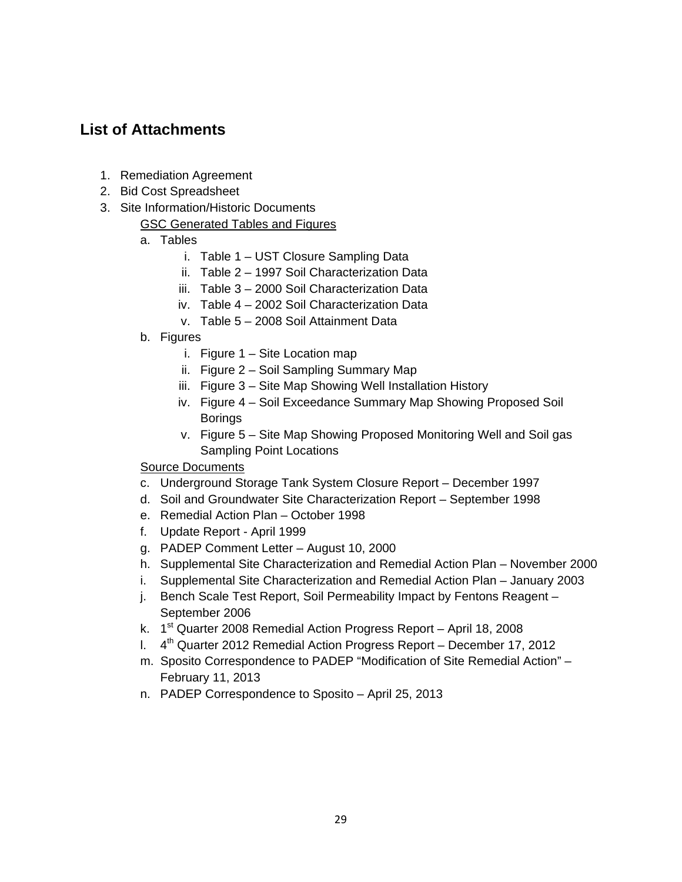## List of Attachments

1. Remediation Agreement
2. Bid Cost Spreadsheet
3. Site Information/Historic Documents

   GSC Generated Tables and Figures

   a. Tables
      i. Table 1 – UST Closure Sampling Data
      ii. Table 2 – 1997 Soil Characterization Data
      iii. Table 3 – 2000 Soil Characterization Data
      iv. Table 4 – 2002 Soil Characterization Data
      v. Table 5 – 2008 Soil Attainment Data
   b. Figures
      i. Figure 1 – Site Location map
      ii. Figure 2 – Soil Sampling Summary Map
      iii. Figure 3 – Site Map Showing Well Installation History
      iv. Figure 4 – Soil Exceedance Summary Map Showing Proposed Soil Borings
      v. Figure 5 – Site Map Showing Proposed Monitoring Well and Soil gas Sampling Point Locations

   Source Documents

   c. Underground Storage Tank System Closure Report – December 1997
   d. Soil and Groundwater Site Characterization Report – September 1998
   e. Remedial Action Plan – October 1998
   f. Update Report - April 1999
   g. PADEP Comment Letter – August 10, 2000
   h. Supplemental Site Characterization and Remedial Action Plan – November 2000
   i. Supplemental Site Characterization and Remedial Action Plan – January 2003
   j. Bench Scale Test Report, Soil Permeability Impact by Fentons Reagent – September 2006
   k. 1st Quarter 2008 Remedial Action Progress Report – April 18, 2008
   l. 4th Quarter 2012 Remedial Action Progress Report – December 17, 2012
   m. Sposito Correspondence to PADEP "Modification of Site Remedial Action" – February 11, 2013
   n. PADEP Correspondence to Sposito – April 25, 2013